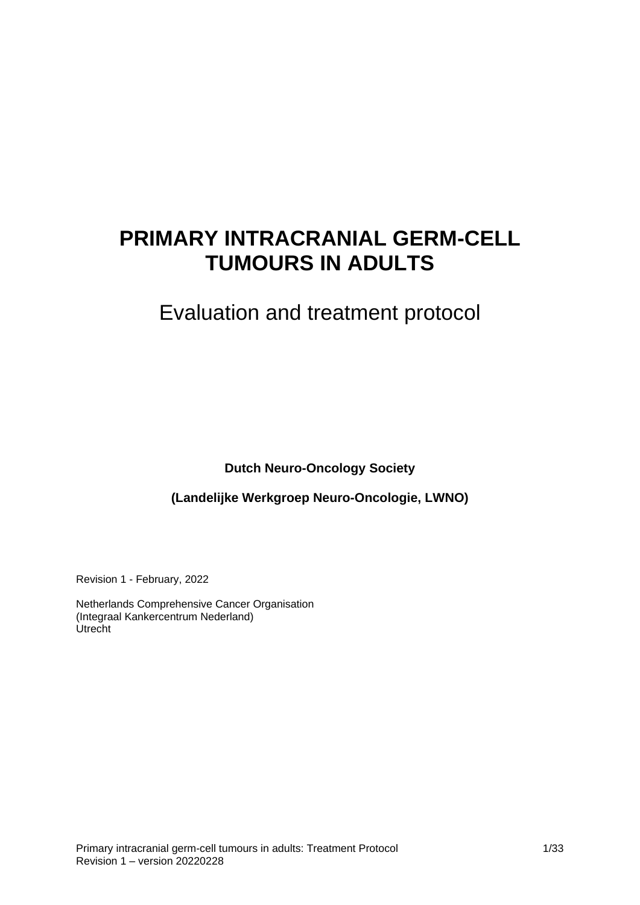# PRIMARY INTRACRANIAL GERM-CELL TUMOURS IN ADULTS

## Evaluation and treatment protocol

**Dutch Neuro-Oncology Society**

**(Landelijke Werkgroep Neuro-Oncologie, LWNO)**

Revision 1 - February, 2022

Netherlands Comprehensive Cancer Organisation
(Integraal Kankercentrum Nederland)
Utrecht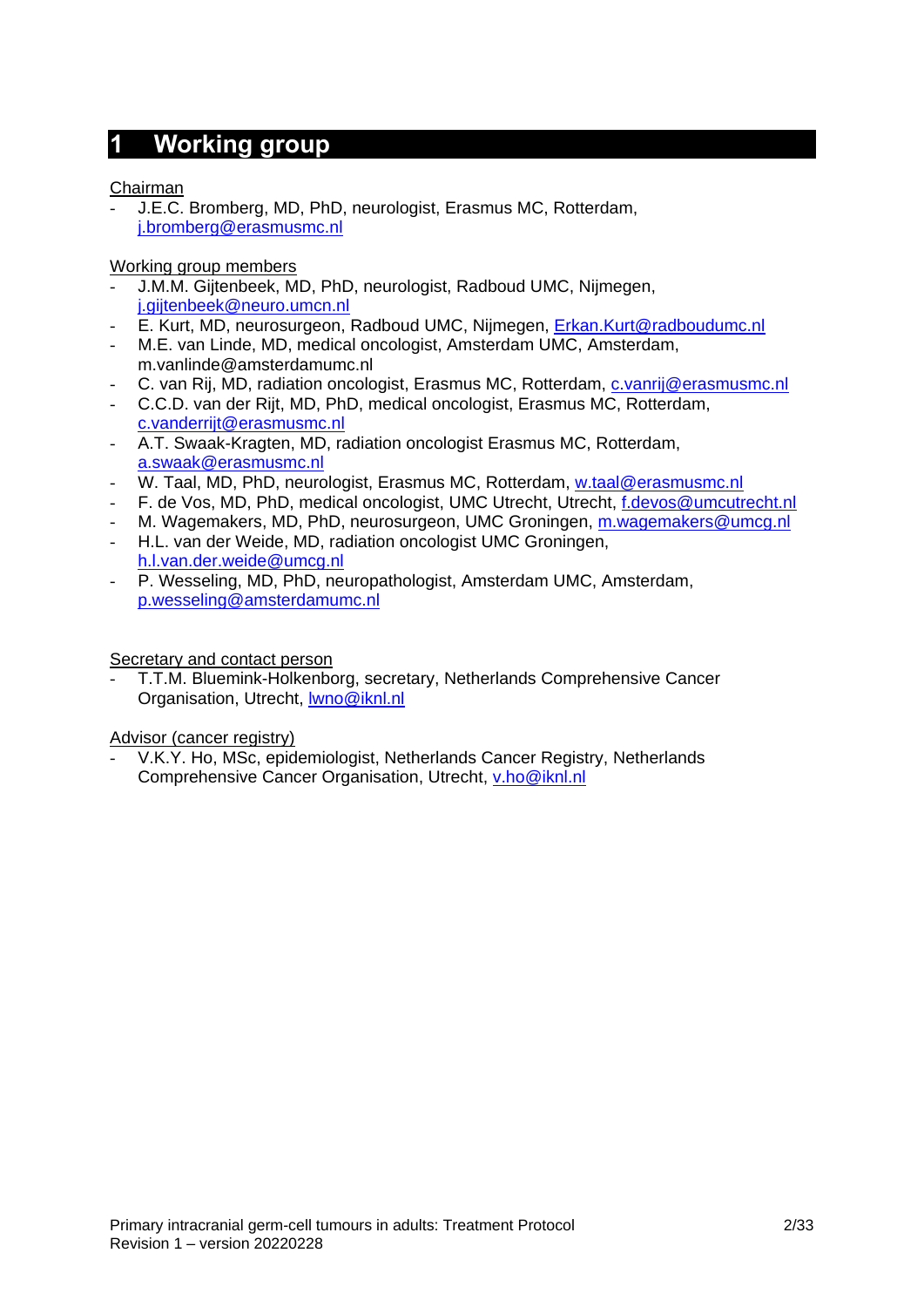# 1 Working group

<u>Chairman</u>

- J.E.C. Bromberg, MD, PhD, neurologist, Erasmus MC, Rotterdam, j.bromberg@erasmusmc.nl

<u>Working group members</u>

- J.M.M. Gijtenbeek, MD, PhD, neurologist, Radboud UMC, Nijmegen, j.gijtenbeek@neuro.umcn.nl
- E. Kurt, MD, neurosurgeon, Radboud UMC, Nijmegen, Erkan.Kurt@radboudumc.nl
- M.E. van Linde, MD, medical oncologist, Amsterdam UMC, Amsterdam, m.vanlinde@amsterdamumc.nl
- C. van Rij, MD, radiation oncologist, Erasmus MC, Rotterdam, c.vanrij@erasmusmc.nl
- C.C.D. van der Rijt, MD, PhD, medical oncologist, Erasmus MC, Rotterdam, c.vanderrijt@erasmusmc.nl
- A.T. Swaak-Kragten, MD, radiation oncologist Erasmus MC, Rotterdam, a.swaak@erasmusmc.nl
- W. Taal, MD, PhD, neurologist, Erasmus MC, Rotterdam, w.taal@erasmusmc.nl
- F. de Vos, MD, PhD, medical oncologist, UMC Utrecht, Utrecht, f.devos@umcutrecht.nl
- M. Wagemakers, MD, PhD, neurosurgeon, UMC Groningen, m.wagemakers@umcg.nl
- H.L. van der Weide, MD, radiation oncologist UMC Groningen, h.l.van.der.weide@umcg.nl
- P. Wesseling, MD, PhD, neuropathologist, Amsterdam UMC, Amsterdam, p.wesseling@amsterdamumc.nl

<u>Secretary and contact person</u>

- T.T.M. Bluemink-Holkenborg, secretary, Netherlands Comprehensive Cancer Organisation, Utrecht, lwno@iknl.nl

<u>Advisor (cancer registry)</u>

- V.K.Y. Ho, MSc, epidemiologist, Netherlands Cancer Registry, Netherlands Comprehensive Cancer Organisation, Utrecht, v.ho@iknl.nl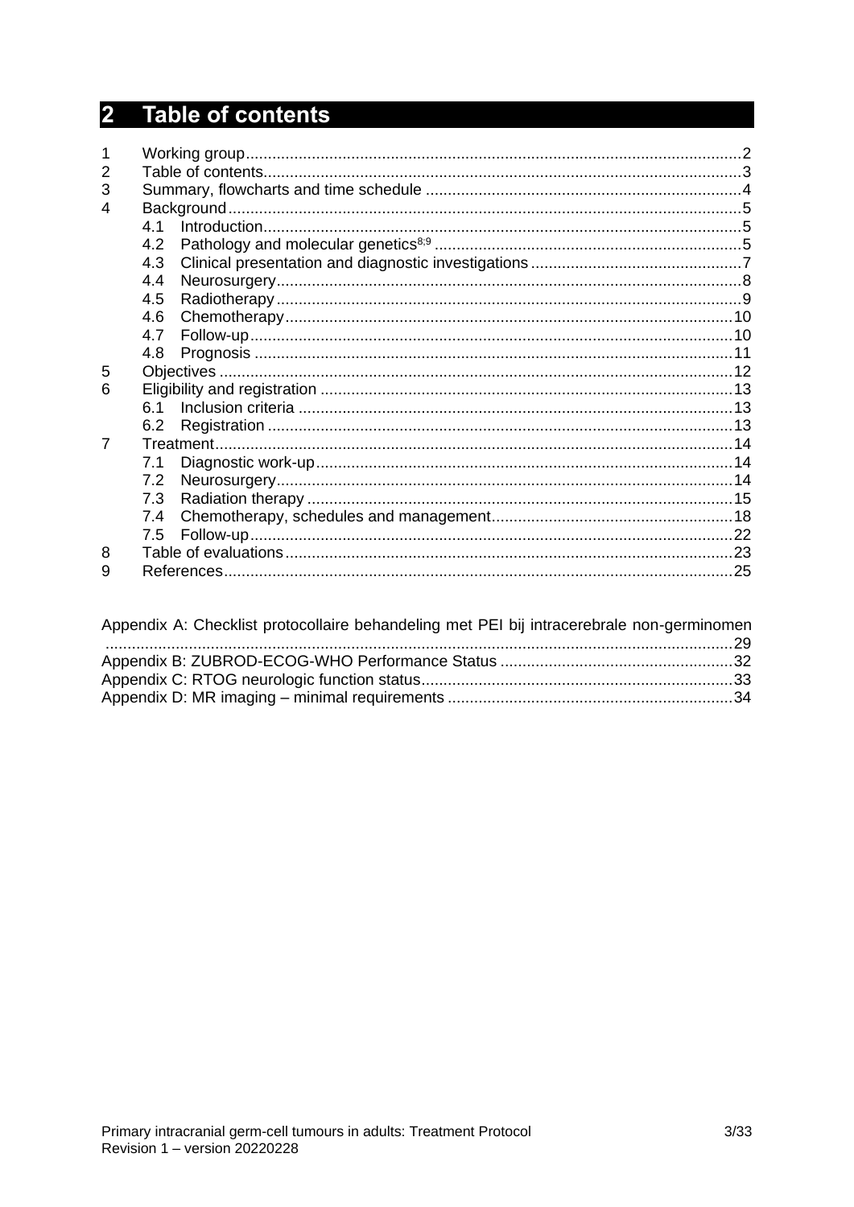# 2 Table of contents

1 Working group ... 2
2 Table of contents ... 3
3 Summary, flowcharts and time schedule ... 4
4 Background ... 5
 4.1 Introduction ... 5
 4.2 Pathology and molecular genetics[8;9] ... 5
 4.3 Clinical presentation and diagnostic investigations ... 7
 4.4 Neurosurgery ... 8
 4.5 Radiotherapy ... 9
 4.6 Chemotherapy ... 10
 4.7 Follow-up ... 10
 4.8 Prognosis ... 11
5 Objectives ... 12
6 Eligibility and registration ... 13
 6.1 Inclusion criteria ... 13
 6.2 Registration ... 13
7 Treatment ... 14
 7.1 Diagnostic work-up ... 14
 7.2 Neurosurgery ... 14
 7.3 Radiation therapy ... 15
 7.4 Chemotherapy, schedules and management ... 18
 7.5 Follow-up ... 22
8 Table of evaluations ... 23
9 References ... 25

Appendix A: Checklist protocollaire behandeling met PEI bij intracerebrale non-germinomen ... 29
Appendix B: ZUBROD-ECOG-WHO Performance Status ... 32
Appendix C: RTOG neurologic function status ... 33
Appendix D: MR imaging – minimal requirements ... 34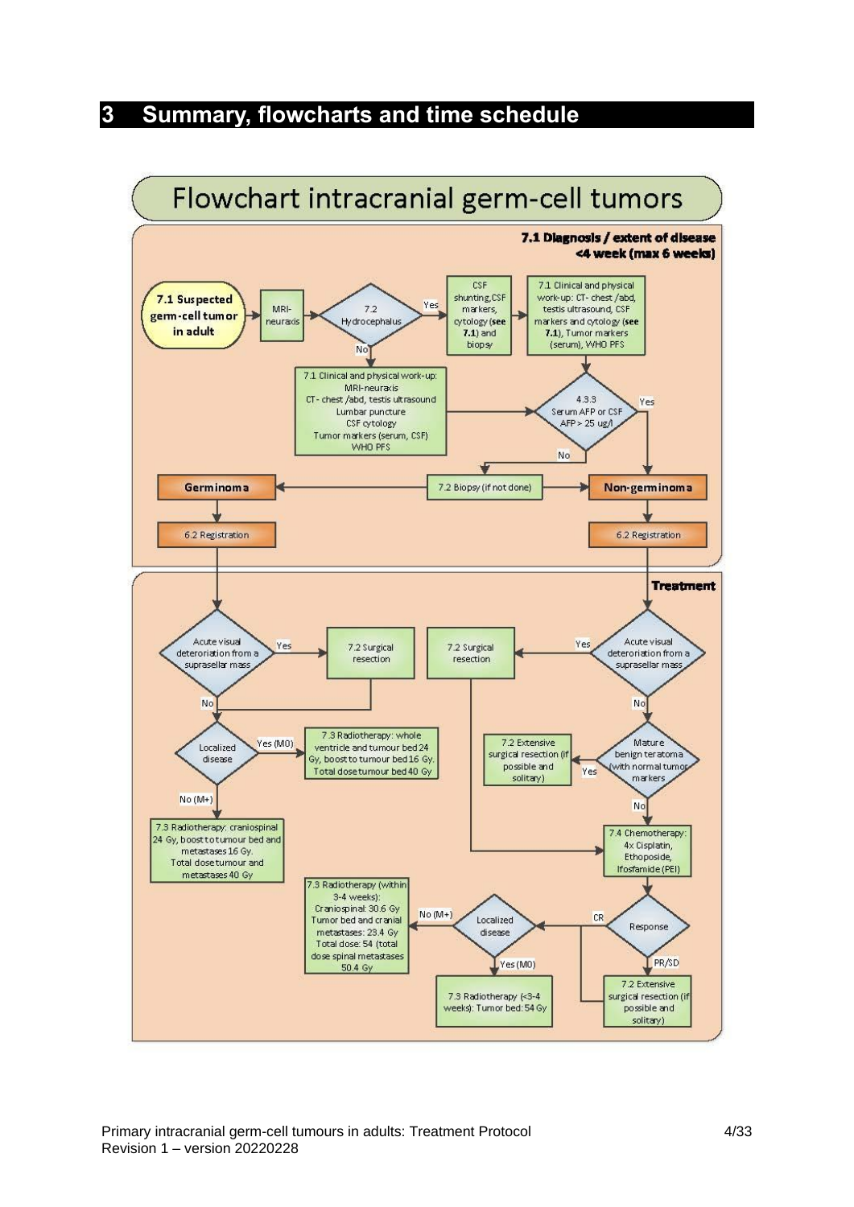# 3 Summary, flowcharts and time schedule

## Flowchart intracranial germ-cell tumors

### 7.1 Diagnosis / extent of disease <4 week (max 6 weeks)

- **7.1 Suspected germ-cell tumor in adult** → MRI-neuraxis → **7.2 Hydrocephalus**
  - Yes → CSF shunting, CSF markers, cytology (**see 7.1**) and biopsy → 7.1 Clinical and physical work-up: CT- chest /abd, testis ultrasound, CSF markers and cytology (**see 7.1**), Tumor markers (serum), WHO PFS → 4.3.3 Serum AFP or CSF AFP > 25 ug/l
  - No → 7.1 Clinical and physical work-up: MRI-neuraxis, CT- chest /abd, testis ultrasound, Lumbar puncture, CSF cytology, Tumor markers (serum, CSF), WHO PFS → 4.3.3 Serum AFP or CSF AFP > 25 ug/l
- **4.3.3 Serum AFP or CSF AFP > 25 ug/l**
  - Yes → **Non-germinoma**
  - No → 7.2 Biopsy (if not done) → **Germinoma** or **Non-germinoma**
- **Germinoma** → 6.2 Registration
- **Non-germinoma** → 6.2 Registration

### Treatment

**Germinoma:**

- Acute visual deterioration from a suprasellar mass
  - Yes → 7.2 Surgical resection → Localized disease
  - No → Localized disease
- Localized disease
  - Yes (M0) → 7.3 Radiotherapy: whole ventricle and tumour bed 24 Gy, boost to tumour bed 16 Gy. Total dose tumour bed 40 Gy
  - No (M+) → 7.3 Radiotherapy: craniospinal 24 Gy, boost to tumour bed and metastases 16 Gy. Total dose tumour and metastases 40 Gy

**Non-germinoma:**

- Acute visual deterioration from a suprasellar mass
  - Yes → 7.2 Surgical resection → 7.4 Chemotherapy
  - No → Mature benign teratoma (with normal tumor markers)
- Mature benign teratoma (with normal tumor markers)
  - Yes → 7.2 Extensive surgical resection (if possible and solitary)
  - No → 7.4 Chemotherapy: 4x Cisplatin, Ethoposide, Ifosfamide (PEI)
- 7.4 Chemotherapy → Response
  - CR → Localized disease
  - PR/SD → 7.2 Extensive surgical resection (if possible and solitary) → Localized disease
- Localized disease
  - No (M+) → 7.3 Radiotherapy (within 3-4 weeks): Craniospinal: 30.6 Gy, Tumor bed and cranial metastases: 23.4 Gy, Total dose: 54 (total dose spinal metastases 50.4 Gy
  - Yes (M0) → 7.3 Radiotherapy (<3-4 weeks): Tumor bed: 54 Gy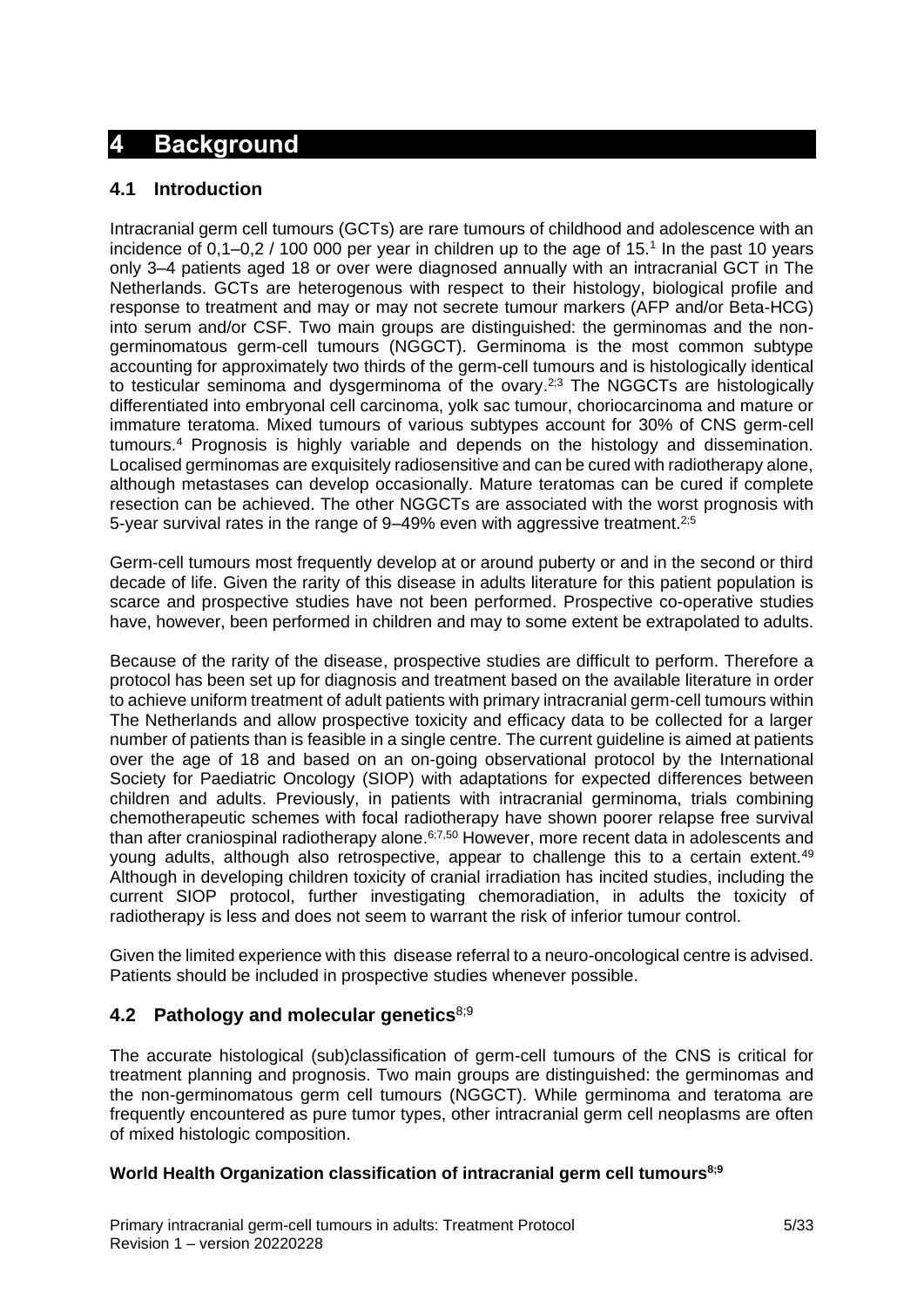# 4 Background

## 4.1 Introduction

Intracranial germ cell tumours (GCTs) are rare tumours of childhood and adolescence with an incidence of 0,1–0,2 / 100 000 per year in children up to the age of 15.[1] In the past 10 years only 3–4 patients aged 18 or over were diagnosed annually with an intracranial GCT in The Netherlands. GCTs are heterogenous with respect to their histology, biological profile and response to treatment and may or may not secrete tumour markers (AFP and/or Beta-HCG) into serum and/or CSF. Two main groups are distinguished: the germinomas and the non-germinomatous germ-cell tumours (NGGCT). Germinoma is the most common subtype accounting for approximately two thirds of the germ-cell tumours and is histologically identical to testicular seminoma and dysgerminoma of the ovary.[2;3] The NGGCTs are histologically differentiated into embryonal cell carcinoma, yolk sac tumour, choriocarcinoma and mature or immature teratoma. Mixed tumours of various subtypes account for 30% of CNS germ-cell tumours.[4] Prognosis is highly variable and depends on the histology and dissemination. Localised germinomas are exquisitely radiosensitive and can be cured with radiotherapy alone, although metastases can develop occasionally. Mature teratomas can be cured if complete resection can be achieved. The other NGGCTs are associated with the worst prognosis with 5-year survival rates in the range of 9–49% even with aggressive treatment.[2;5]

Germ-cell tumours most frequently develop at or around puberty or and in the second or third decade of life. Given the rarity of this disease in adults literature for this patient population is scarce and prospective studies have not been performed. Prospective co-operative studies have, however, been performed in children and may to some extent be extrapolated to adults.

Because of the rarity of the disease, prospective studies are difficult to perform. Therefore a protocol has been set up for diagnosis and treatment based on the available literature in order to achieve uniform treatment of adult patients with primary intracranial germ-cell tumours within The Netherlands and allow prospective toxicity and efficacy data to be collected for a larger number of patients than is feasible in a single centre. The current guideline is aimed at patients over the age of 18 and based on an on-going observational protocol by the International Society for Paediatric Oncology (SIOP) with adaptations for expected differences between children and adults. Previously, in patients with intracranial germinoma, trials combining chemotherapeutic schemes with focal radiotherapy have shown poorer relapse free survival than after craniospinal radiotherapy alone.[6;7,50] However, more recent data in adolescents and young adults, although also retrospective, appear to challenge this to a certain extent.[49] Although in developing children toxicity of cranial irradiation has incited studies, including the current SIOP protocol, further investigating chemoradiation, in adults the toxicity of radiotherapy is less and does not seem to warrant the risk of inferior tumour control.

Given the limited experience with this disease referral to a neuro-oncological centre is advised. Patients should be included in prospective studies whenever possible.

## 4.2 Pathology and molecular genetics[8;9]

The accurate histological (sub)classification of germ-cell tumours of the CNS is critical for treatment planning and prognosis. Two main groups are distinguished: the germinomas and the non-germinomatous germ cell tumours (NGGCT). While germinoma and teratoma are frequently encountered as pure tumor types, other intracranial germ cell neoplasms are often of mixed histologic composition.

**World Health Organization classification of intracranial germ cell tumours[8;9]**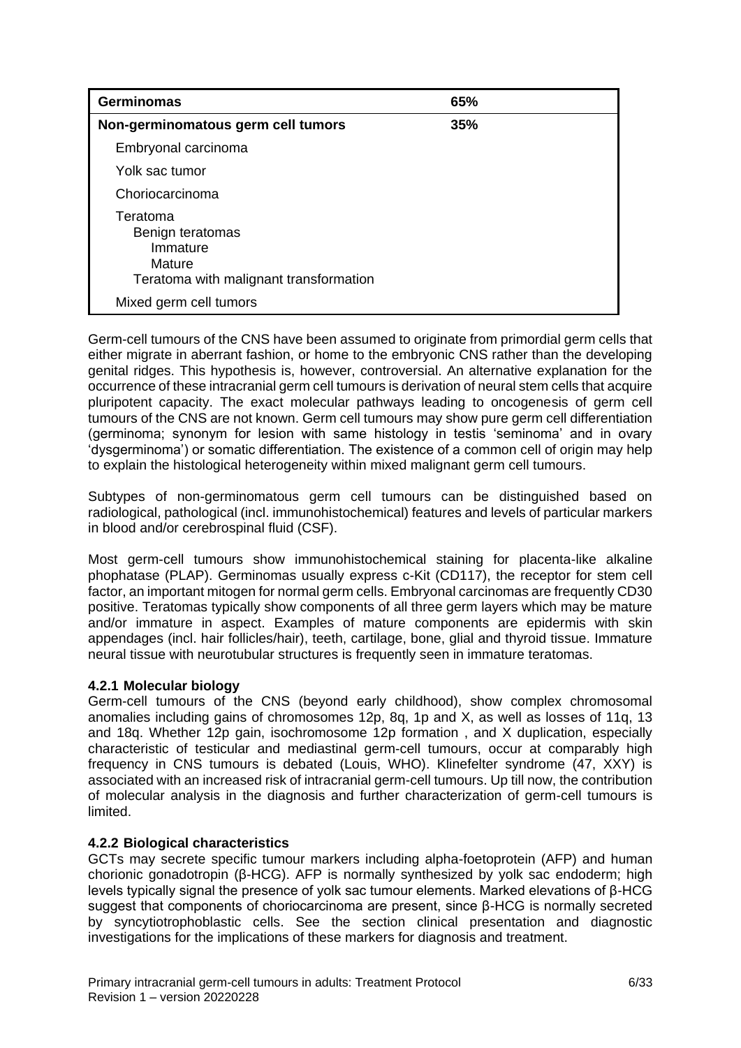| Germinomas | 65% |
|---|---|
| **Non-germinomatous germ cell tumors** | **35%** |
| Embryonal carcinoma | |
| Yolk sac tumor | |
| Choriocarcinoma | |
| Teratoma<br>Benign teratomas<br>Immature<br>Mature<br>Teratoma with malignant transformation | |
| Mixed germ cell tumors | |

Germ-cell tumours of the CNS have been assumed to originate from primordial germ cells that either migrate in aberrant fashion, or home to the embryonic CNS rather than the developing genital ridges. This hypothesis is, however, controversial. An alternative explanation for the occurrence of these intracranial germ cell tumours is derivation of neural stem cells that acquire pluripotent capacity. The exact molecular pathways leading to oncogenesis of germ cell tumours of the CNS are not known. Germ cell tumours may show pure germ cell differentiation (germinoma; synonym for lesion with same histology in testis 'seminoma' and in ovary 'dysgerminoma') or somatic differentiation. The existence of a common cell of origin may help to explain the histological heterogeneity within mixed malignant germ cell tumours.

Subtypes of non-germinomatous germ cell tumours can be distinguished based on radiological, pathological (incl. immunohistochemical) features and levels of particular markers in blood and/or cerebrospinal fluid (CSF).

Most germ-cell tumours show immunohistochemical staining for placenta-like alkaline phophatase (PLAP). Germinomas usually express c-Kit (CD117), the receptor for stem cell factor, an important mitogen for normal germ cells. Embryonal carcinomas are frequently CD30 positive. Teratomas typically show components of all three germ layers which may be mature and/or immature in aspect. Examples of mature components are epidermis with skin appendages (incl. hair follicles/hair), teeth, cartilage, bone, glial and thyroid tissue. Immature neural tissue with neurotubular structures is frequently seen in immature teratomas.

### 4.2.1 Molecular biology

Germ-cell tumours of the CNS (beyond early childhood), show complex chromosomal anomalies including gains of chromosomes 12p, 8q, 1p and X, as well as losses of 11q, 13 and 18q. Whether 12p gain, isochromosome 12p formation , and X duplication, especially characteristic of testicular and mediastinal germ-cell tumours, occur at comparably high frequency in CNS tumours is debated (Louis, WHO). Klinefelter syndrome (47, XXY) is associated with an increased risk of intracranial germ-cell tumours. Up till now, the contribution of molecular analysis in the diagnosis and further characterization of germ-cell tumours is limited.

### 4.2.2 Biological characteristics

GCTs may secrete specific tumour markers including alpha-foetoprotein (AFP) and human chorionic gonadotropin (β-HCG). AFP is normally synthesized by yolk sac endoderm; high levels typically signal the presence of yolk sac tumour elements. Marked elevations of β-HCG suggest that components of choriocarcinoma are present, since β-HCG is normally secreted by syncytiotrophoblastic cells. See the section clinical presentation and diagnostic investigations for the implications of these markers for diagnosis and treatment.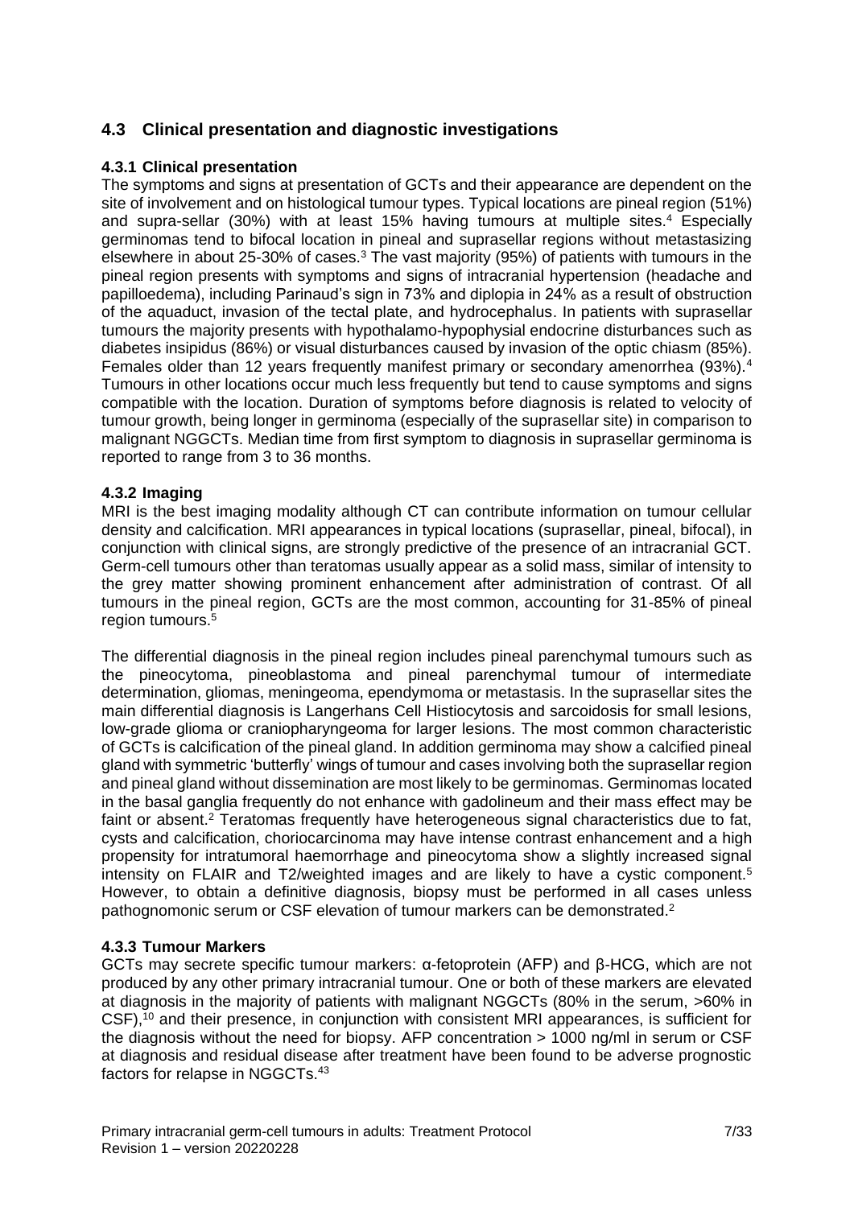## 4.3 Clinical presentation and diagnostic investigations

### 4.3.1 Clinical presentation

The symptoms and signs at presentation of GCTs and their appearance are dependent on the site of involvement and on histological tumour types. Typical locations are pineal region (51%) and supra-sellar (30%) with at least 15% having tumours at multiple sites.[4] Especially germinomas tend to bifocal location in pineal and suprasellar regions without metastasizing elsewhere in about 25-30% of cases.[3] The vast majority (95%) of patients with tumours in the pineal region presents with symptoms and signs of intracranial hypertension (headache and papilloedema), including Parinaud's sign in 73% and diplopia in 24% as a result of obstruction of the aquaduct, invasion of the tectal plate, and hydrocephalus. In patients with suprasellar tumours the majority presents with hypothalamo-hypophysial endocrine disturbances such as diabetes insipidus (86%) or visual disturbances caused by invasion of the optic chiasm (85%). Females older than 12 years frequently manifest primary or secondary amenorrhea (93%).[4] Tumours in other locations occur much less frequently but tend to cause symptoms and signs compatible with the location. Duration of symptoms before diagnosis is related to velocity of tumour growth, being longer in germinoma (especially of the suprasellar site) in comparison to malignant NGGCTs. Median time from first symptom to diagnosis in suprasellar germinoma is reported to range from 3 to 36 months.

### 4.3.2 Imaging

MRI is the best imaging modality although CT can contribute information on tumour cellular density and calcification. MRI appearances in typical locations (suprasellar, pineal, bifocal), in conjunction with clinical signs, are strongly predictive of the presence of an intracranial GCT. Germ-cell tumours other than teratomas usually appear as a solid mass, similar of intensity to the grey matter showing prominent enhancement after administration of contrast. Of all tumours in the pineal region, GCTs are the most common, accounting for 31-85% of pineal region tumours.[5]

The differential diagnosis in the pineal region includes pineal parenchymal tumours such as the pineocytoma, pineoblastoma and pineal parenchymal tumour of intermediate determination, gliomas, meningeoma, ependymoma or metastasis. In the suprasellar sites the main differential diagnosis is Langerhans Cell Histiocytosis and sarcoidosis for small lesions, low-grade glioma or craniopharyngeoma for larger lesions. The most common characteristic of GCTs is calcification of the pineal gland. In addition germinoma may show a calcified pineal gland with symmetric 'butterfly' wings of tumour and cases involving both the suprasellar region and pineal gland without dissemination are most likely to be germinomas. Germinomas located in the basal ganglia frequently do not enhance with gadolineum and their mass effect may be faint or absent.[2] Teratomas frequently have heterogeneous signal characteristics due to fat, cysts and calcification, choriocarcinoma may have intense contrast enhancement and a high propensity for intratumoral haemorrhage and pineocytoma show a slightly increased signal intensity on FLAIR and T2/weighted images and are likely to have a cystic component.[5] However, to obtain a definitive diagnosis, biopsy must be performed in all cases unless pathognomonic serum or CSF elevation of tumour markers can be demonstrated.[2]

### 4.3.3 Tumour Markers

GCTs may secrete specific tumour markers: α-fetoprotein (AFP) and β-HCG, which are not produced by any other primary intracranial tumour. One or both of these markers are elevated at diagnosis in the majority of patients with malignant NGGCTs (80% in the serum, >60% in CSF),[10] and their presence, in conjunction with consistent MRI appearances, is sufficient for the diagnosis without the need for biopsy. AFP concentration > 1000 ng/ml in serum or CSF at diagnosis and residual disease after treatment have been found to be adverse prognostic factors for relapse in NGGCTs.[43]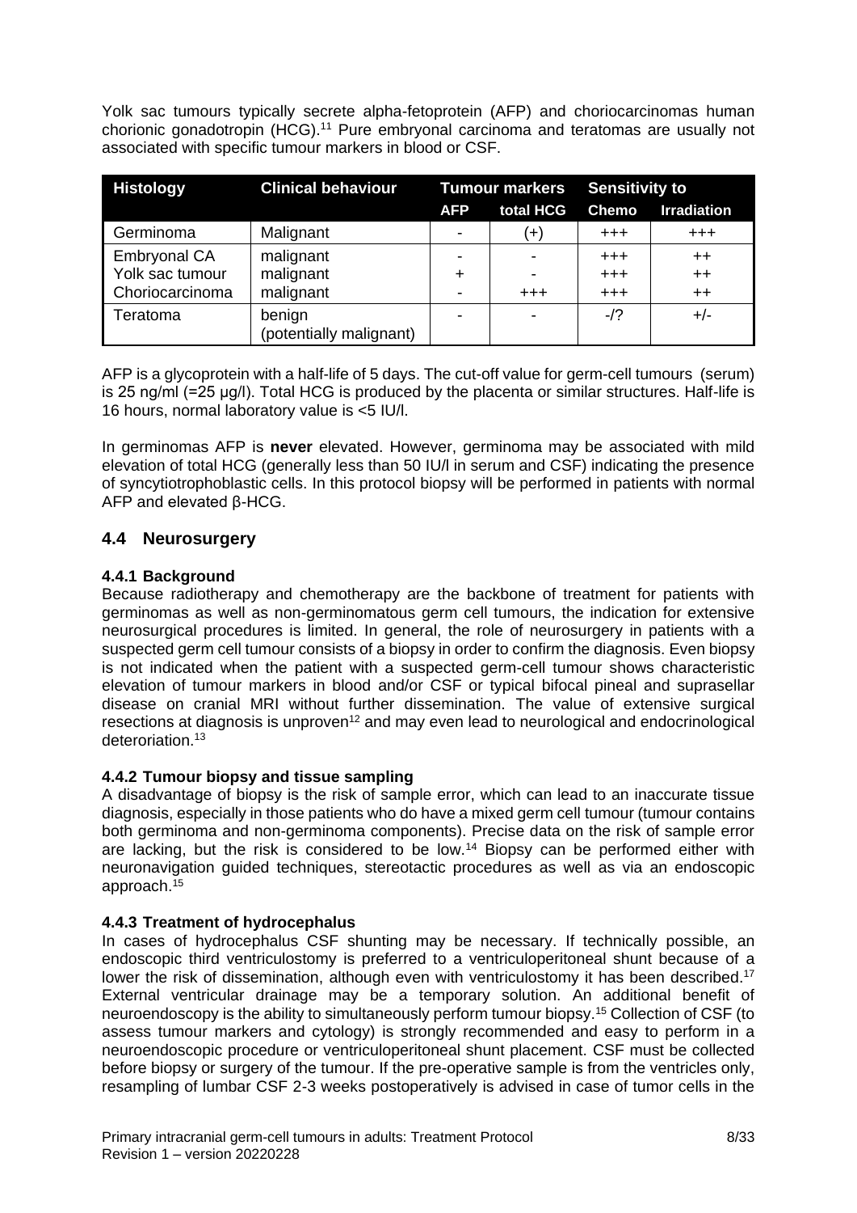Yolk sac tumours typically secrete alpha-fetoprotein (AFP) and choriocarcinomas human chorionic gonadotropin (HCG).[11] Pure embryonal carcinoma and teratomas are usually not associated with specific tumour markers in blood or CSF.

| Histology | Clinical behaviour | Tumour markers | | Sensitivity to | |
|---|---|---|---|---|---|
| | | AFP | total HCG | Chemo | Irradiation |
| Germinoma | Malignant | - | (+) | +++ | +++ |
| Embryonal CA | malignant | - | - | +++ | ++ |
| Yolk sac tumour | malignant | + | - | +++ | ++ |
| Choriocarcinoma | malignant | - | +++ | +++ | ++ |
| Teratoma | benign (potentially malignant) | - | - | -/? | +/- |

AFP is a glycoprotein with a half-life of 5 days. The cut-off value for germ-cell tumours (serum) is 25 ng/ml (=25 µg/l). Total HCG is produced by the placenta or similar structures. Half-life is 16 hours, normal laboratory value is <5 IU/l.

In germinomas AFP is **never** elevated. However, germinoma may be associated with mild elevation of total HCG (generally less than 50 IU/l in serum and CSF) indicating the presence of syncytiotrophoblastic cells. In this protocol biopsy will be performed in patients with normal AFP and elevated β-HCG.

## 4.4 Neurosurgery

### 4.4.1 Background

Because radiotherapy and chemotherapy are the backbone of treatment for patients with germinomas as well as non-germinomatous germ cell tumours, the indication for extensive neurosurgical procedures is limited. In general, the role of neurosurgery in patients with a suspected germ cell tumour consists of a biopsy in order to confirm the diagnosis. Even biopsy is not indicated when the patient with a suspected germ-cell tumour shows characteristic elevation of tumour markers in blood and/or CSF or typical bifocal pineal and suprasellar disease on cranial MRI without further dissemination. The value of extensive surgical resections at diagnosis is unproven[12] and may even lead to neurological and endocrinological deterioration.[13]

### 4.4.2 Tumour biopsy and tissue sampling

A disadvantage of biopsy is the risk of sample error, which can lead to an inaccurate tissue diagnosis, especially in those patients who do have a mixed germ cell tumour (tumour contains both germinoma and non-germinoma components). Precise data on the risk of sample error are lacking, but the risk is considered to be low.[14] Biopsy can be performed either with neuronavigation guided techniques, stereotactic procedures as well as via an endoscopic approach.[15]

### 4.4.3 Treatment of hydrocephalus

In cases of hydrocephalus CSF shunting may be necessary. If technically possible, an endoscopic third ventriculostomy is preferred to a ventriculoperitoneal shunt because of a lower the risk of dissemination, although even with ventriculostomy it has been described.[17] External ventricular drainage may be a temporary solution. An additional benefit of neuroendoscopy is the ability to simultaneously perform tumour biopsy.[15] Collection of CSF (to assess tumour markers and cytology) is strongly recommended and easy to perform in a neuroendoscopic procedure or ventriculoperitoneal shunt placement. CSF must be collected before biopsy or surgery of the tumour. If the pre-operative sample is from the ventricles only, resampling of lumbar CSF 2-3 weeks postoperatively is advised in case of tumor cells in the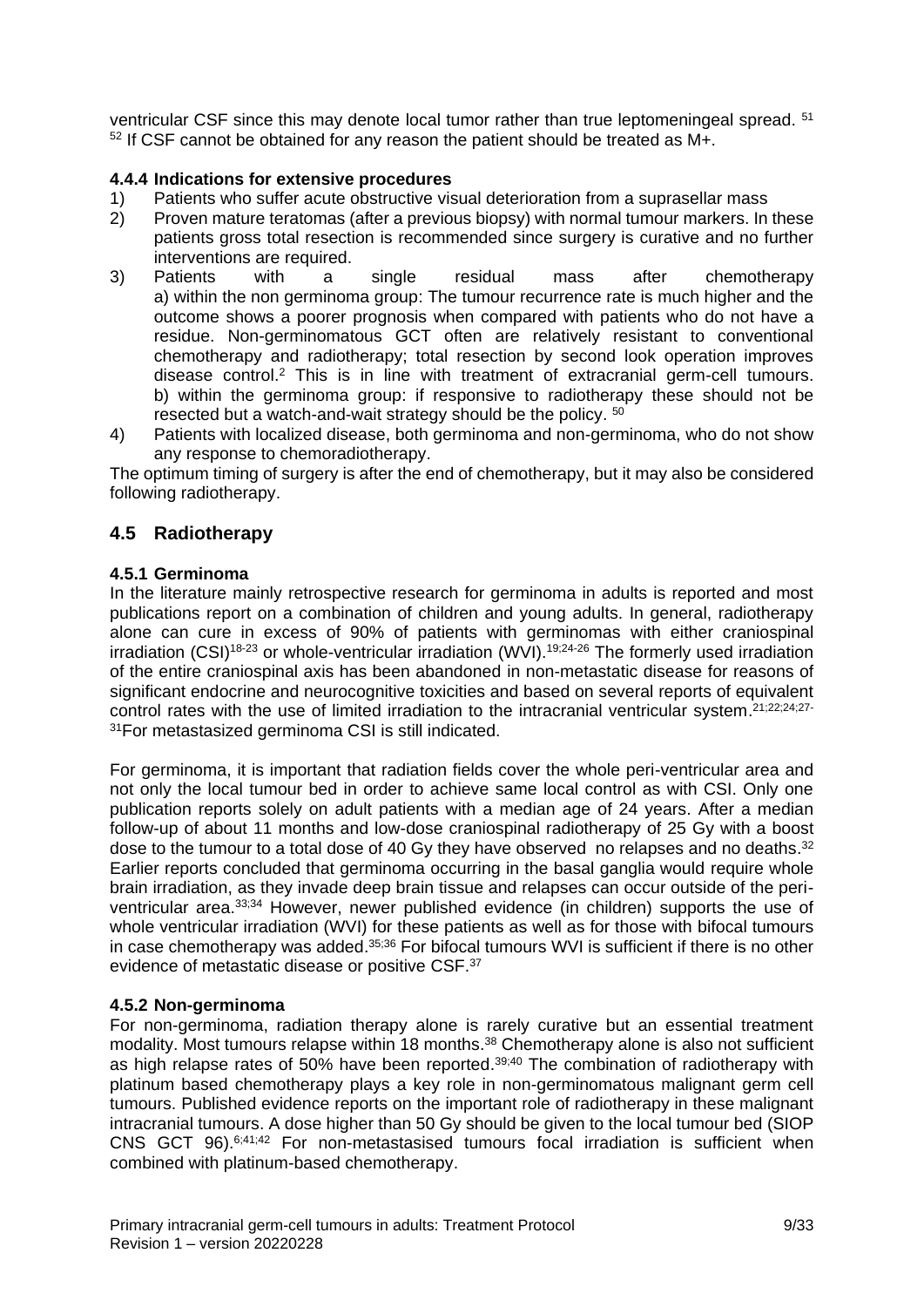ventricular CSF since this may denote local tumor rather than true leptomeningeal spread. [51] [52] If CSF cannot be obtained for any reason the patient should be treated as M+.

### 4.4.4 Indications for extensive procedures

1) Patients who suffer acute obstructive visual deterioration from a suprasellar mass
2) Proven mature teratomas (after a previous biopsy) with normal tumour markers. In these patients gross total resection is recommended since surgery is curative and no further interventions are required.
3) Patients with a single residual mass after chemotherapy
   a) within the non germinoma group: The tumour recurrence rate is much higher and the outcome shows a poorer prognosis when compared with patients who do not have a residue. Non-germinomatous GCT often are relatively resistant to conventional chemotherapy and radiotherapy; total resection by second look operation improves disease control.[2] This is in line with treatment of extracranial germ-cell tumours.
   b) within the germinoma group: if responsive to radiotherapy these should not be resected but a watch-and-wait strategy should be the policy. [50]
4) Patients with localized disease, both germinoma and non-germinoma, who do not show any response to chemoradiotherapy.

The optimum timing of surgery is after the end of chemotherapy, but it may also be considered following radiotherapy.

## 4.5 Radiotherapy

### 4.5.1 Germinoma

In the literature mainly retrospective research for germinoma in adults is reported and most publications report on a combination of children and young adults. In general, radiotherapy alone can cure in excess of 90% of patients with germinomas with either craniospinal irradiation (CSI)[18-23] or whole-ventricular irradiation (WVI).[19;24-26] The formerly used irradiation of the entire craniospinal axis has been abandoned in non-metastatic disease for reasons of significant endocrine and neurocognitive toxicities and based on several reports of equivalent control rates with the use of limited irradiation to the intracranial ventricular system.[21;22;24;27-31]For metastasized germinoma CSI is still indicated.

For germinoma, it is important that radiation fields cover the whole peri-ventricular area and not only the local tumour bed in order to achieve same local control as with CSI. Only one publication reports solely on adult patients with a median age of 24 years. After a median follow-up of about 11 months and low-dose craniospinal radiotherapy of 25 Gy with a boost dose to the tumour to a total dose of 40 Gy they have observed no relapses and no deaths.[32] Earlier reports concluded that germinoma occurring in the basal ganglia would require whole brain irradiation, as they invade deep brain tissue and relapses can occur outside of the peri-ventricular area.[33;34] However, newer published evidence (in children) supports the use of whole ventricular irradiation (WVI) for these patients as well as for those with bifocal tumours in case chemotherapy was added.[35;36] For bifocal tumours WVI is sufficient if there is no other evidence of metastatic disease or positive CSF.[37]

### 4.5.2 Non-germinoma

For non-germinoma, radiation therapy alone is rarely curative but an essential treatment modality. Most tumours relapse within 18 months.[38] Chemotherapy alone is also not sufficient as high relapse rates of 50% have been reported.[39;40] The combination of radiotherapy with platinum based chemotherapy plays a key role in non-germinomatous malignant germ cell tumours. Published evidence reports on the important role of radiotherapy in these malignant intracranial tumours. A dose higher than 50 Gy should be given to the local tumour bed (SIOP CNS GCT 96).[6;41;42] For non-metastasised tumours focal irradiation is sufficient when combined with platinum-based chemotherapy.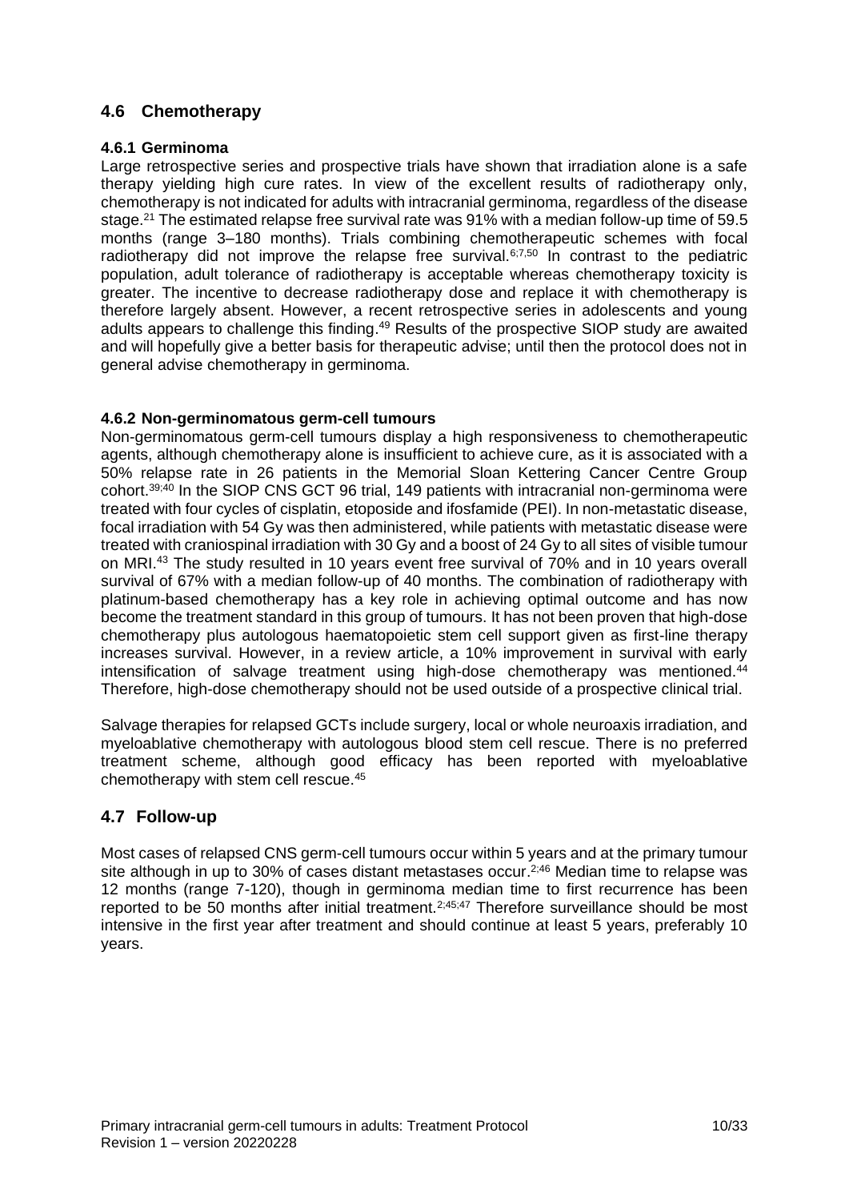## 4.6 Chemotherapy

### 4.6.1 Germinoma

Large retrospective series and prospective trials have shown that irradiation alone is a safe therapy yielding high cure rates. In view of the excellent results of radiotherapy only, chemotherapy is not indicated for adults with intracranial germinoma, regardless of the disease stage.[21] The estimated relapse free survival rate was 91% with a median follow-up time of 59.5 months (range 3–180 months). Trials combining chemotherapeutic schemes with focal radiotherapy did not improve the relapse free survival.[6;7,50] In contrast to the pediatric population, adult tolerance of radiotherapy is acceptable whereas chemotherapy toxicity is greater. The incentive to decrease radiotherapy dose and replace it with chemotherapy is therefore largely absent. However, a recent retrospective series in adolescents and young adults appears to challenge this finding.[49] Results of the prospective SIOP study are awaited and will hopefully give a better basis for therapeutic advise; until then the protocol does not in general advise chemotherapy in germinoma.

### 4.6.2 Non-germinomatous germ-cell tumours

Non-germinomatous germ-cell tumours display a high responsiveness to chemotherapeutic agents, although chemotherapy alone is insufficient to achieve cure, as it is associated with a 50% relapse rate in 26 patients in the Memorial Sloan Kettering Cancer Centre Group cohort.[39;40] In the SIOP CNS GCT 96 trial, 149 patients with intracranial non-germinoma were treated with four cycles of cisplatin, etoposide and ifosfamide (PEI). In non-metastatic disease, focal irradiation with 54 Gy was then administered, while patients with metastatic disease were treated with craniospinal irradiation with 30 Gy and a boost of 24 Gy to all sites of visible tumour on MRI.[43] The study resulted in 10 years event free survival of 70% and in 10 years overall survival of 67% with a median follow-up of 40 months. The combination of radiotherapy with platinum-based chemotherapy has a key role in achieving optimal outcome and has now become the treatment standard in this group of tumours. It has not been proven that high-dose chemotherapy plus autologous haematopoietic stem cell support given as first-line therapy increases survival. However, in a review article, a 10% improvement in survival with early intensification of salvage treatment using high-dose chemotherapy was mentioned.[44] Therefore, high-dose chemotherapy should not be used outside of a prospective clinical trial.

Salvage therapies for relapsed GCTs include surgery, local or whole neuroaxis irradiation, and myeloablative chemotherapy with autologous blood stem cell rescue. There is no preferred treatment scheme, although good efficacy has been reported with myeloablative chemotherapy with stem cell rescue.[45]

## 4.7 Follow-up

Most cases of relapsed CNS germ-cell tumours occur within 5 years and at the primary tumour site although in up to 30% of cases distant metastases occur.[2;46] Median time to relapse was 12 months (range 7-120), though in germinoma median time to first recurrence has been reported to be 50 months after initial treatment.[2;45;47] Therefore surveillance should be most intensive in the first year after treatment and should continue at least 5 years, preferably 10 years.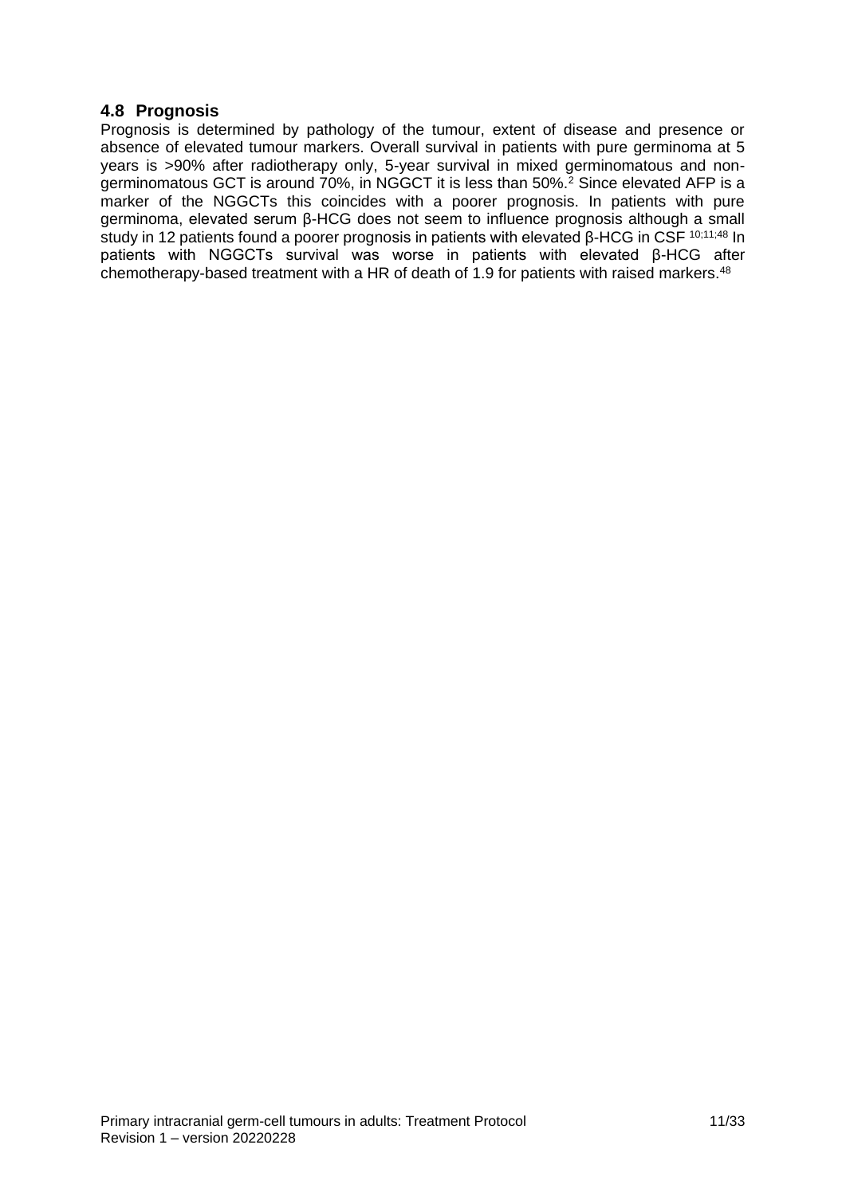## 4.8 Prognosis

Prognosis is determined by pathology of the tumour, extent of disease and presence or absence of elevated tumour markers. Overall survival in patients with pure germinoma at 5 years is >90% after radiotherapy only, 5-year survival in mixed germinomatous and non-germinomatous GCT is around 70%, in NGGCT it is less than 50%.[2] Since elevated AFP is a marker of the NGGCTs this coincides with a poorer prognosis. In patients with pure germinoma, elevated serum β-HCG does not seem to influence prognosis although a small study in 12 patients found a poorer prognosis in patients with elevated β-HCG in CSF [10;11;48] In patients with NGGCTs survival was worse in patients with elevated β-HCG after chemotherapy-based treatment with a HR of death of 1.9 for patients with raised markers.[48]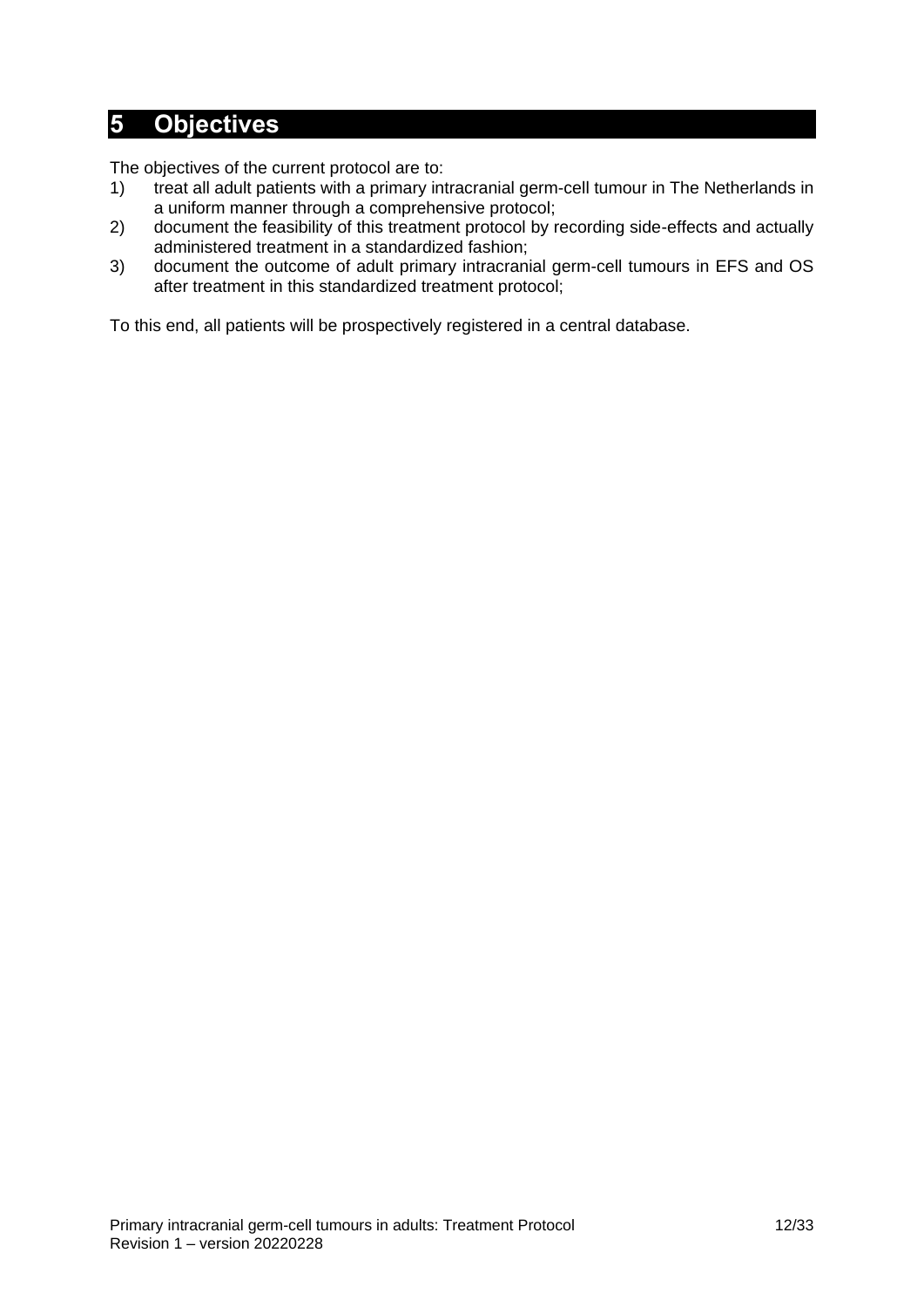# 5 Objectives

The objectives of the current protocol are to:

1) treat all adult patients with a primary intracranial germ-cell tumour in The Netherlands in a uniform manner through a comprehensive protocol;
2) document the feasibility of this treatment protocol by recording side-effects and actually administered treatment in a standardized fashion;
3) document the outcome of adult primary intracranial germ-cell tumours in EFS and OS after treatment in this standardized treatment protocol;

To this end, all patients will be prospectively registered in a central database.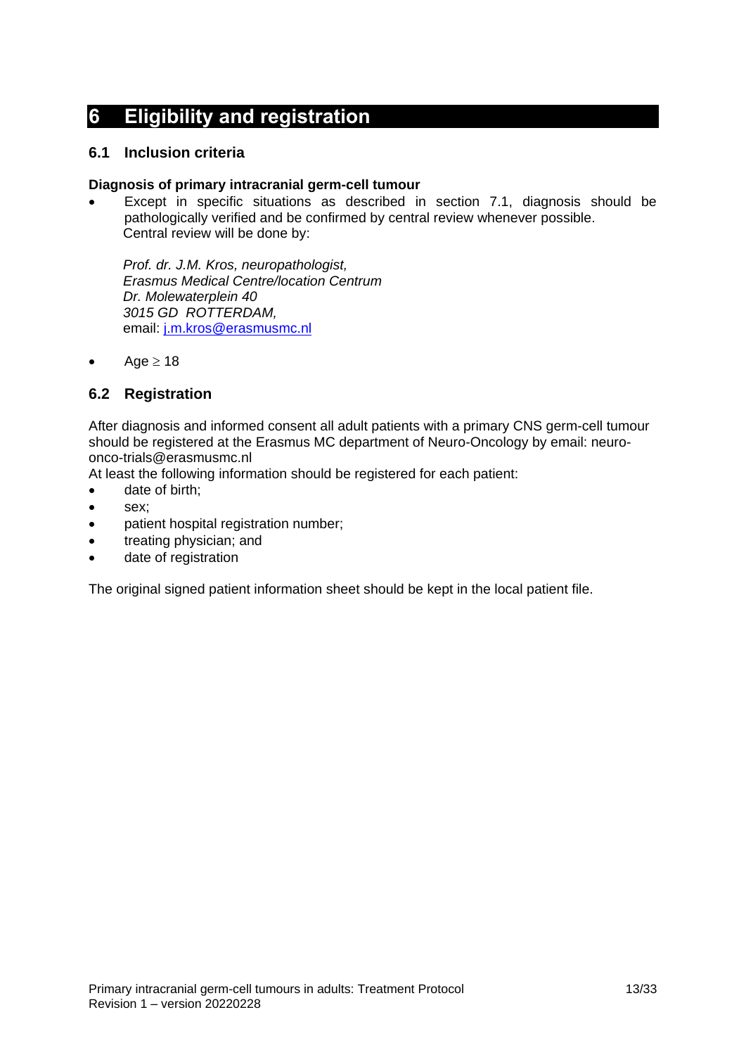# 6 Eligibility and registration

## 6.1 Inclusion criteria

**Diagnosis of primary intracranial germ-cell tumour**

- Except in specific situations as described in section 7.1, diagnosis should be pathologically verified and be confirmed by central review whenever possible.
  Central review will be done by:

  *Prof. dr. J.M. Kros, neuropathologist,*
  *Erasmus Medical Centre/location Centrum*
  *Dr. Molewaterplein 40*
  *3015 GD ROTTERDAM,*
  email: j.m.kros@erasmusmc.nl

- Age $\geq$ 18

## 6.2 Registration

After diagnosis and informed consent all adult patients with a primary CNS germ-cell tumour should be registered at the Erasmus MC department of Neuro-Oncology by email: neuro-onco-trials@erasmusmc.nl

At least the following information should be registered for each patient:

- date of birth;
- sex;
- patient hospital registration number;
- treating physician; and
- date of registration

The original signed patient information sheet should be kept in the local patient file.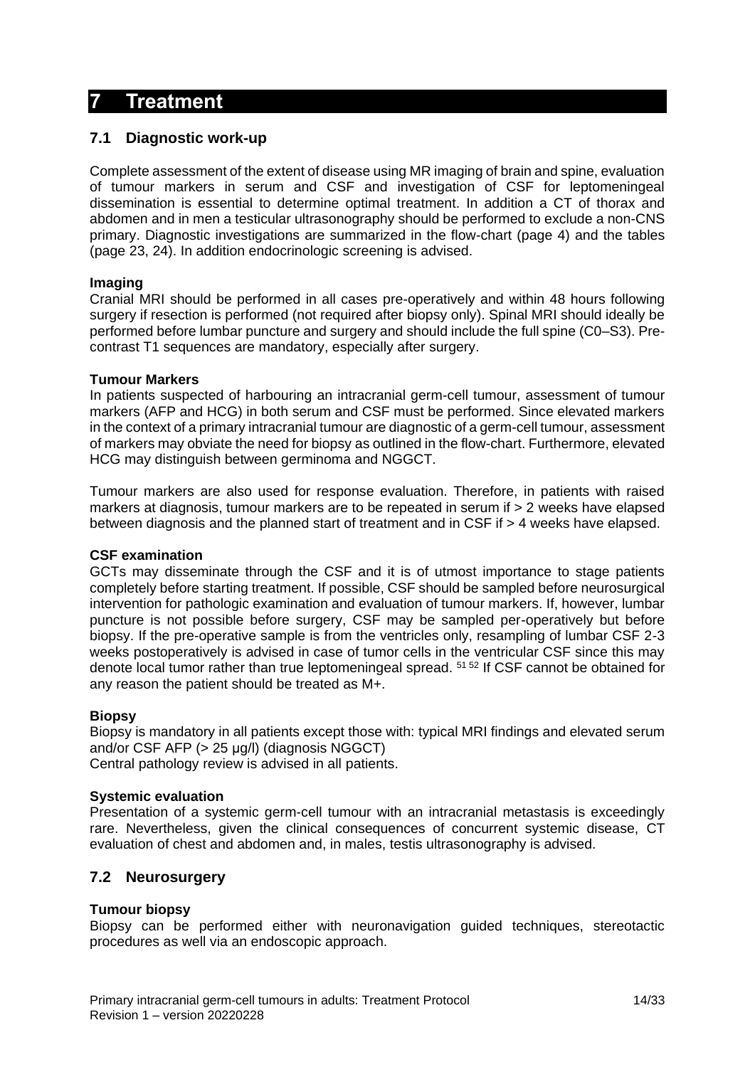# 7 Treatment

## 7.1 Diagnostic work-up

Complete assessment of the extent of disease using MR imaging of brain and spine, evaluation of tumour markers in serum and CSF and investigation of CSF for leptomeningeal dissemination is essential to determine optimal treatment. In addition a CT of thorax and abdomen and in men a testicular ultrasonography should be performed to exclude a non-CNS primary. Diagnostic investigations are summarized in the flow-chart (page 4) and the tables (page 23, 24). In addition endocrinologic screening is advised.

**Imaging**

Cranial MRI should be performed in all cases pre-operatively and within 48 hours following surgery if resection is performed (not required after biopsy only). Spinal MRI should ideally be performed before lumbar puncture and surgery and should include the full spine (C0–S3). Pre-contrast T1 sequences are mandatory, especially after surgery.

**Tumour Markers**

In patients suspected of harbouring an intracranial germ-cell tumour, assessment of tumour markers (AFP and HCG) in both serum and CSF must be performed. Since elevated markers in the context of a primary intracranial tumour are diagnostic of a germ-cell tumour, assessment of markers may obviate the need for biopsy as outlined in the flow-chart. Furthermore, elevated HCG may distinguish between germinoma and NGGCT.

Tumour markers are also used for response evaluation. Therefore, in patients with raised markers at diagnosis, tumour markers are to be repeated in serum if > 2 weeks have elapsed between diagnosis and the planned start of treatment and in CSF if > 4 weeks have elapsed.

**CSF examination**

GCTs may disseminate through the CSF and it is of utmost importance to stage patients completely before starting treatment. If possible, CSF should be sampled before neurosurgical intervention for pathologic examination and evaluation of tumour markers. If, however, lumbar puncture is not possible before surgery, CSF may be sampled per-operatively but before biopsy. If the pre-operative sample is from the ventricles only, resampling of lumbar CSF 2-3 weeks postoperatively is advised in case of tumor cells in the ventricular CSF since this may denote local tumor rather than true leptomeningeal spread. [51 52] If CSF cannot be obtained for any reason the patient should be treated as M+.

**Biopsy**

Biopsy is mandatory in all patients except those with: typical MRI findings and elevated serum and/or CSF AFP (> 25 µg/l) (diagnosis NGGCT)
Central pathology review is advised in all patients.

**Systemic evaluation**

Presentation of a systemic germ-cell tumour with an intracranial metastasis is exceedingly rare. Nevertheless, given the clinical consequences of concurrent systemic disease, CT evaluation of chest and abdomen and, in males, testis ultrasonography is advised.

## 7.2 Neurosurgery

**Tumour biopsy**

Biopsy can be performed either with neuronavigation guided techniques, stereotactic procedures as well via an endoscopic approach.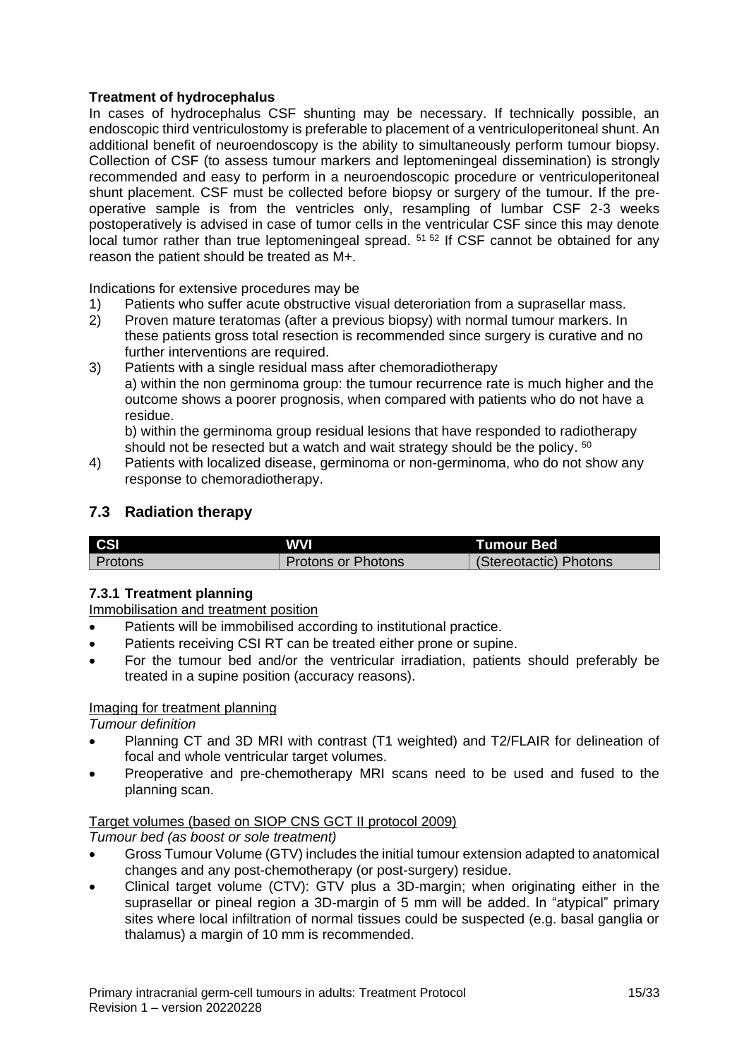**Treatment of hydrocephalus**

In cases of hydrocephalus CSF shunting may be necessary. If technically possible, an endoscopic third ventriculostomy is preferable to placement of a ventriculoperitoneal shunt. An additional benefit of neuroendoscopy is the ability to simultaneously perform tumour biopsy. Collection of CSF (to assess tumour markers and leptomeningeal dissemination) is strongly recommended and easy to perform in a neuroendoscopic procedure or ventriculoperitoneal shunt placement. CSF must be collected before biopsy or surgery of the tumour. If the pre-operative sample is from the ventricles only, resampling of lumbar CSF 2-3 weeks postoperatively is advised in case of tumor cells in the ventricular CSF since this may denote local tumor rather than true leptomeningeal spread. [51 52] If CSF cannot be obtained for any reason the patient should be treated as M+.

Indications for extensive procedures may be

1) Patients who suffer acute obstructive visual deterioriation from a suprasellar mass.
2) Proven mature teratomas (after a previous biopsy) with normal tumour markers. In these patients gross total resection is recommended since surgery is curative and no further interventions are required.
3) Patients with a single residual mass after chemoradiotherapy
   a) within the non germinoma group: the tumour recurrence rate is much higher and the outcome shows a poorer prognosis, when compared with patients who do not have a residue.
   b) within the germinoma group residual lesions that have responded to radiotherapy should not be resected but a watch and wait strategy should be the policy. [50]
4) Patients with localized disease, germinoma or non-germinoma, who do not show any response to chemoradiotherapy.

## 7.3 Radiation therapy

| CSI | WVI | Tumour Bed |
|---|---|---|
| Protons | Protons or Photons | (Stereotactic) Photons |

### 7.3.1 Treatment planning

Immobilisation and treatment position

- Patients will be immobilised according to institutional practice.
- Patients receiving CSI RT can be treated either prone or supine.
- For the tumour bed and/or the ventricular irradiation, patients should preferably be treated in a supine position (accuracy reasons).

Imaging for treatment planning

*Tumour definition*

- Planning CT and 3D MRI with contrast (T1 weighted) and T2/FLAIR for delineation of focal and whole ventricular target volumes.
- Preoperative and pre-chemotherapy MRI scans need to be used and fused to the planning scan.

Target volumes (based on SIOP CNS GCT II protocol 2009)

*Tumour bed (as boost or sole treatment)*

- Gross Tumour Volume (GTV) includes the initial tumour extension adapted to anatomical changes and any post-chemotherapy (or post-surgery) residue.
- Clinical target volume (CTV): GTV plus a 3D-margin; when originating either in the suprasellar or pineal region a 3D-margin of 5 mm will be added. In "atypical" primary sites where local infiltration of normal tissues could be suspected (e.g. basal ganglia or thalamus) a margin of 10 mm is recommended.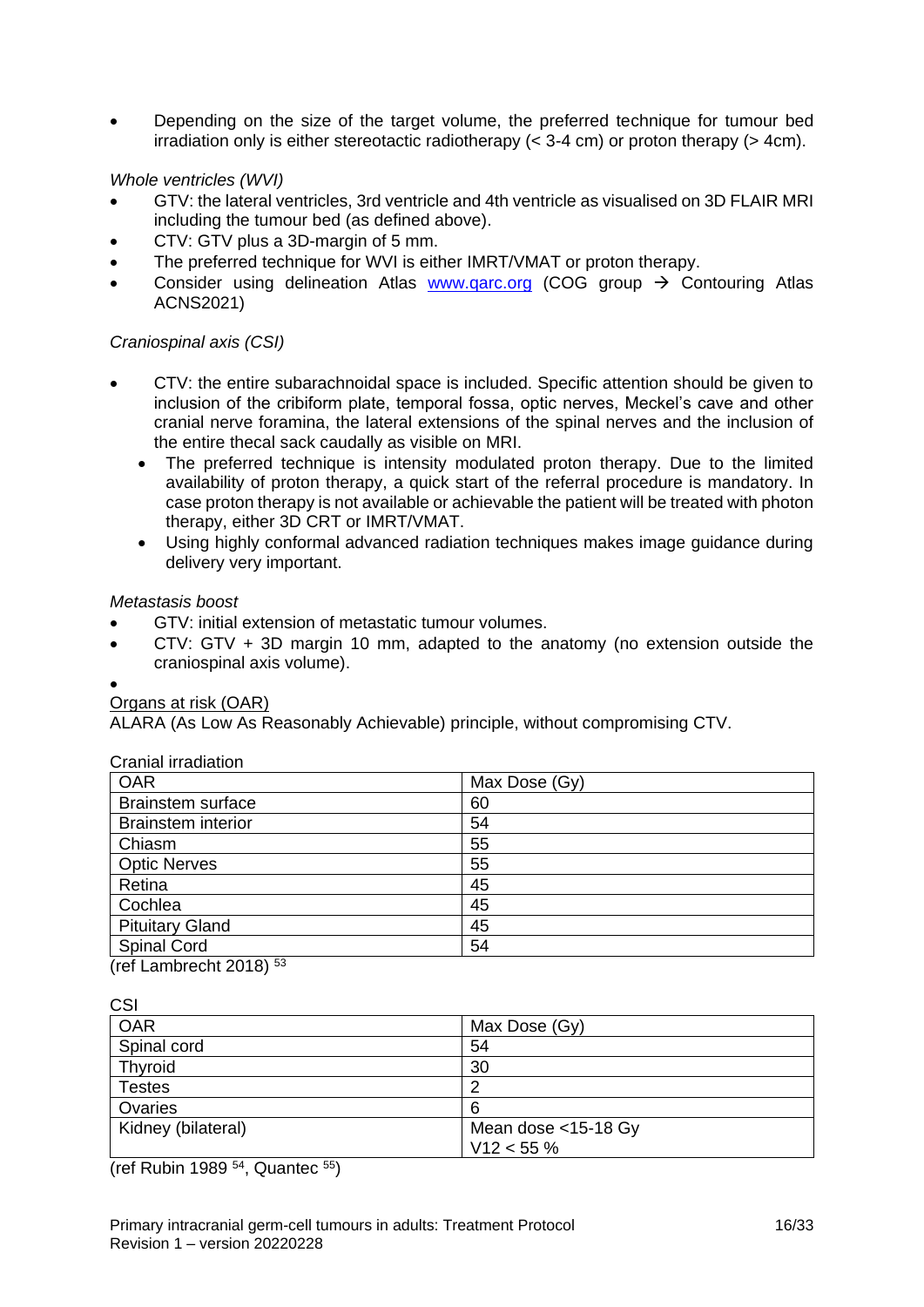- Depending on the size of the target volume, the preferred technique for tumour bed irradiation only is either stereotactic radiotherapy (< 3-4 cm) or proton therapy (> 4cm).

*Whole ventricles (WVI)*

- GTV: the lateral ventricles, 3rd ventricle and 4th ventricle as visualised on 3D FLAIR MRI including the tumour bed (as defined above).
- CTV: GTV plus a 3D-margin of 5 mm.
- The preferred technique for WVI is either IMRT/VMAT or proton therapy.
- Consider using delineation Atlas [www.qarc.org](http://www.qarc.org) (COG group → Contouring Atlas ACNS2021)

*Craniospinal axis (CSI)*

- CTV: the entire subarachnoidal space is included. Specific attention should be given to inclusion of the cribiform plate, temporal fossa, optic nerves, Meckel's cave and other cranial nerve foramina, the lateral extensions of the spinal nerves and the inclusion of the entire thecal sack caudally as visible on MRI.
  - The preferred technique is intensity modulated proton therapy. Due to the limited availability of proton therapy, a quick start of the referral procedure is mandatory. In case proton therapy is not available or achievable the patient will be treated with photon therapy, either 3D CRT or IMRT/VMAT.
  - Using highly conformal advanced radiation techniques makes image guidance during delivery very important.

*Metastasis boost*

- GTV: initial extension of metastatic tumour volumes.
- CTV: GTV + 3D margin 10 mm, adapted to the anatomy (no extension outside the craniospinal axis volume).

Organs at risk (OAR)

ALARA (As Low As Reasonably Achievable) principle, without compromising CTV.

Cranial irradiation

| OAR | Max Dose (Gy) |
|---|---|
| Brainstem surface | 60 |
| Brainstem interior | 54 |
| Chiasm | 55 |
| Optic Nerves | 55 |
| Retina | 45 |
| Cochlea | 45 |
| Pituitary Gland | 45 |
| Spinal Cord | 54 |

(ref Lambrecht 2018) [53]

CSI

| OAR | Max Dose (Gy) |
|---|---|
| Spinal cord | 54 |
| Thyroid | 30 |
| Testes | 2 |
| Ovaries | 6 |
| Kidney (bilateral) | Mean dose <15-18 Gy<br>V12 < 55 % |

(ref Rubin 1989 [54], Quantec [55])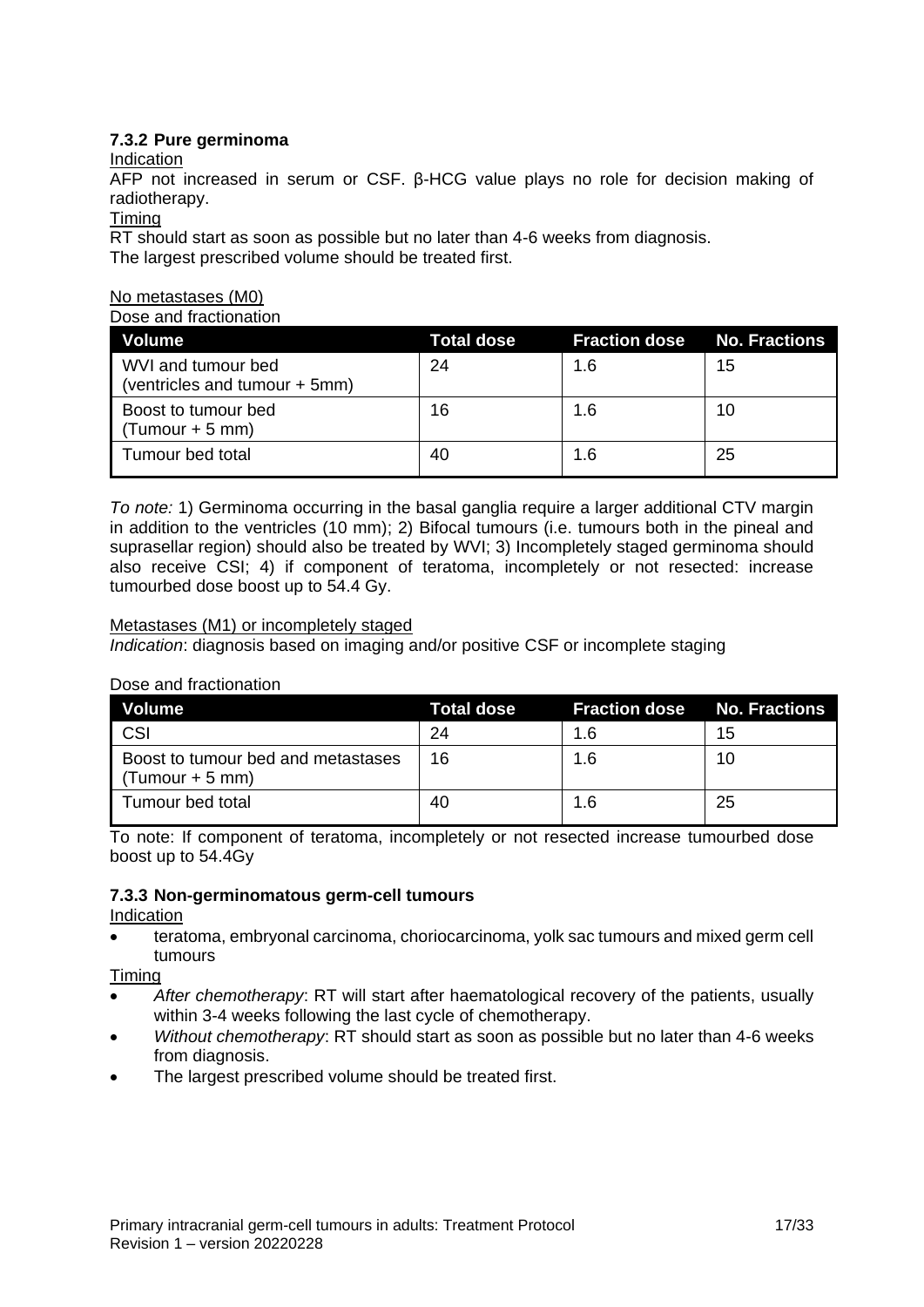### 7.3.2 Pure germinoma

Indication

AFP not increased in serum or CSF. β-HCG value plays no role for decision making of radiotherapy.

Timing

RT should start as soon as possible but no later than 4-6 weeks from diagnosis.
The largest prescribed volume should be treated first.

No metastases (M0)

Dose and fractionation

| Volume | Total dose | Fraction dose | No. Fractions |
| --- | --- | --- | --- |
| WVI and tumour bed (ventricles and tumour + 5mm) | 24 | 1.6 | 15 |
| Boost to tumour bed (Tumour + 5 mm) | 16 | 1.6 | 10 |
| Tumour bed total | 40 | 1.6 | 25 |

*To note:* 1) Germinoma occurring in the basal ganglia require a larger additional CTV margin in addition to the ventricles (10 mm); 2) Bifocal tumours (i.e. tumours both in the pineal and suprasellar region) should also be treated by WVI; 3) Incompletely staged germinoma should also receive CSI; 4) if component of teratoma, incompletely or not resected: increase tumourbed dose boost up to 54.4 Gy.

Metastases (M1) or incompletely staged

*Indication*: diagnosis based on imaging and/or positive CSF or incomplete staging

Dose and fractionation

| Volume | Total dose | Fraction dose | No. Fractions |
| --- | --- | --- | --- |
| CSI | 24 | 1.6 | 15 |
| Boost to tumour bed and metastases (Tumour + 5 mm) | 16 | 1.6 | 10 |
| Tumour bed total | 40 | 1.6 | 25 |

To note: If component of teratoma, incompletely or not resected increase tumourbed dose boost up to 54.4Gy

### 7.3.3 Non-germinomatous germ-cell tumours

Indication

- teratoma, embryonal carcinoma, choriocarcinoma, yolk sac tumours and mixed germ cell tumours

Timing

- *After chemotherapy*: RT will start after haematological recovery of the patients, usually within 3-4 weeks following the last cycle of chemotherapy.
- *Without chemotherapy*: RT should start as soon as possible but no later than 4-6 weeks from diagnosis.
- The largest prescribed volume should be treated first.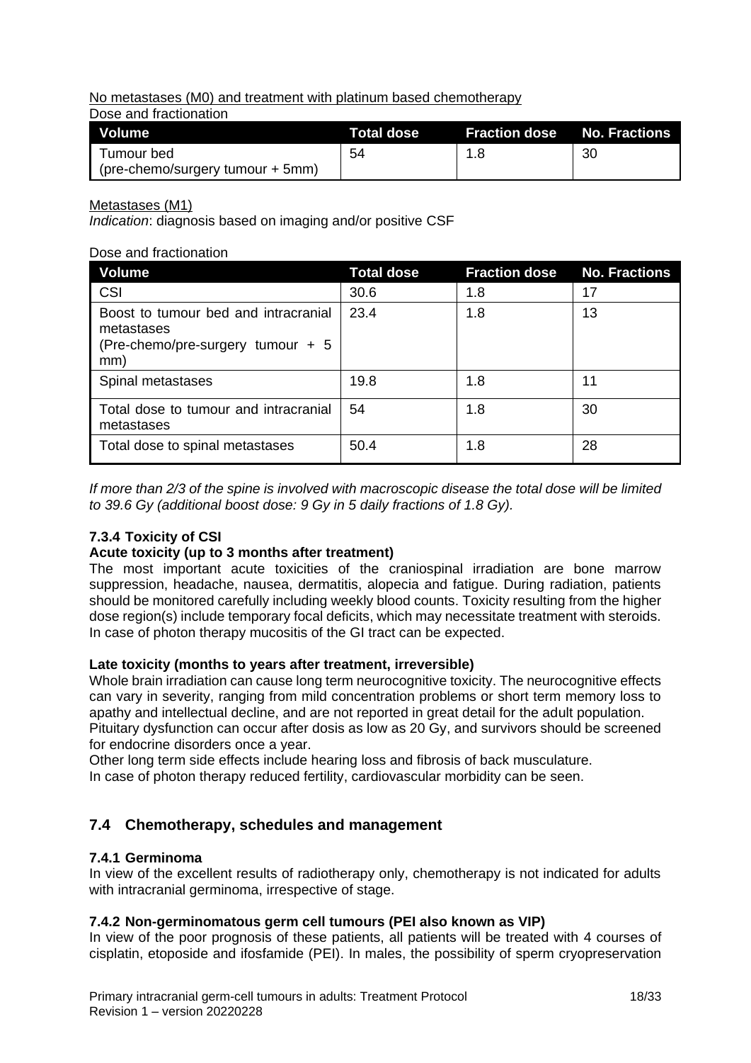No metastases (M0) and treatment with platinum based chemotherapy

Dose and fractionation

| Volume | Total dose | Fraction dose | No. Fractions |
|---|---|---|---|
| Tumour bed (pre-chemo/surgery tumour + 5mm) | 54 | 1.8 | 30 |

Metastases (M1)

*Indication*: diagnosis based on imaging and/or positive CSF

Dose and fractionation

| Volume | Total dose | Fraction dose | No. Fractions |
|---|---|---|---|
| CSI | 30.6 | 1.8 | 17 |
| Boost to tumour bed and intracranial metastases (Pre-chemo/pre-surgery tumour + 5 mm) | 23.4 | 1.8 | 13 |
| Spinal metastases | 19.8 | 1.8 | 11 |
| Total dose to tumour and intracranial metastases | 54 | 1.8 | 30 |
| Total dose to spinal metastases | 50.4 | 1.8 | 28 |

*If more than 2/3 of the spine is involved with macroscopic disease the total dose will be limited to 39.6 Gy (additional boost dose: 9 Gy in 5 daily fractions of 1.8 Gy).*

### 7.3.4 Toxicity of CSI

**Acute toxicity (up to 3 months after treatment)**

The most important acute toxicities of the craniospinal irradiation are bone marrow suppression, headache, nausea, dermatitis, alopecia and fatigue. During radiation, patients should be monitored carefully including weekly blood counts. Toxicity resulting from the higher dose region(s) include temporary focal deficits, which may necessitate treatment with steroids. In case of photon therapy mucositis of the GI tract can be expected.

**Late toxicity (months to years after treatment, irreversible)**

Whole brain irradiation can cause long term neurocognitive toxicity. The neurocognitive effects can vary in severity, ranging from mild concentration problems or short term memory loss to apathy and intellectual decline, and are not reported in great detail for the adult population.
Pituitary dysfunction can occur after dosis as low as 20 Gy, and survivors should be screened for endocrine disorders once a year.
Other long term side effects include hearing loss and fibrosis of back musculature.
In case of photon therapy reduced fertility, cardiovascular morbidity can be seen.

## 7.4 Chemotherapy, schedules and management

### 7.4.1 Germinoma

In view of the excellent results of radiotherapy only, chemotherapy is not indicated for adults with intracranial germinoma, irrespective of stage.

### 7.4.2 Non-germinomatous germ cell tumours (PEI also known as VIP)

In view of the poor prognosis of these patients, all patients will be treated with 4 courses of cisplatin, etoposide and ifosfamide (PEI). In males, the possibility of sperm cryopreservation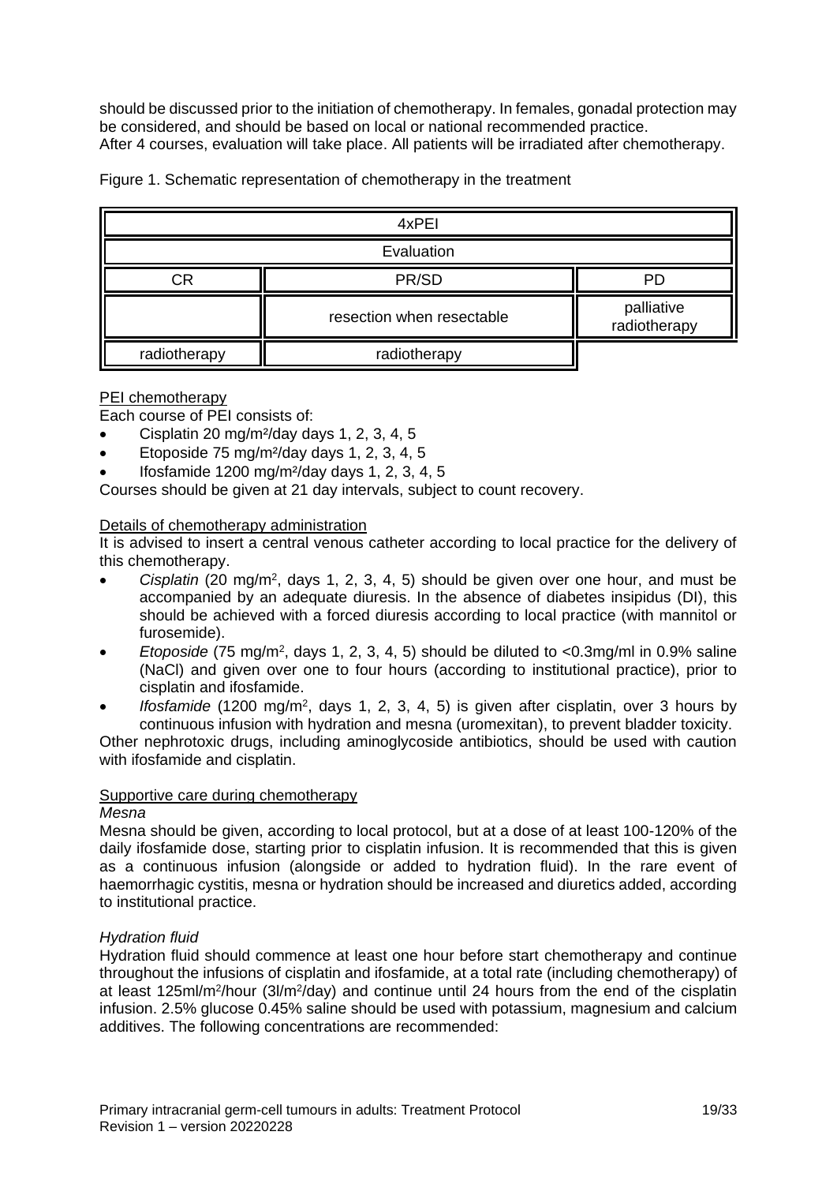should be discussed prior to the initiation of chemotherapy. In females, gonadal protection may be considered, and should be based on local or national recommended practice.
After 4 courses, evaluation will take place. All patients will be irradiated after chemotherapy.

Figure 1. Schematic representation of chemotherapy in the treatment

| 4xPEI | | |
|---|---|---|
| Evaluation | | |
| CR | PR/SD | PD |
| | resection when resectable | palliative radiotherapy |
| radiotherapy | radiotherapy | |

<u>PEI chemotherapy</u>

Each course of PEI consists of:

- Cisplatin 20 mg/m²/day days 1, 2, 3, 4, 5
- Etoposide 75 mg/m²/day days 1, 2, 3, 4, 5
- Ifosfamide 1200 mg/m²/day days 1, 2, 3, 4, 5

Courses should be given at 21 day intervals, subject to count recovery.

<u>Details of chemotherapy administration</u>

It is advised to insert a central venous catheter according to local practice for the delivery of this chemotherapy.

- *Cisplatin* (20 mg/m², days 1, 2, 3, 4, 5) should be given over one hour, and must be accompanied by an adequate diuresis. In the absence of diabetes insipidus (DI), this should be achieved with a forced diuresis according to local practice (with mannitol or furosemide).
- *Etoposide* (75 mg/m², days 1, 2, 3, 4, 5) should be diluted to <0.3mg/ml in 0.9% saline (NaCl) and given over one to four hours (according to institutional practice), prior to cisplatin and ifosfamide.
- *Ifosfamide* (1200 mg/m², days 1, 2, 3, 4, 5) is given after cisplatin, over 3 hours by continuous infusion with hydration and mesna (uromexitan), to prevent bladder toxicity.

Other nephrotoxic drugs, including aminoglycoside antibiotics, should be used with caution with ifosfamide and cisplatin.

<u>Supportive care during chemotherapy</u>

*Mesna*

Mesna should be given, according to local protocol, but at a dose of at least 100-120% of the daily ifosfamide dose, starting prior to cisplatin infusion. It is recommended that this is given as a continuous infusion (alongside or added to hydration fluid). In the rare event of haemorrhagic cystitis, mesna or hydration should be increased and diuretics added, according to institutional practice.

*Hydration fluid*

Hydration fluid should commence at least one hour before start chemotherapy and continue throughout the infusions of cisplatin and ifosfamide, at a total rate (including chemotherapy) of at least 125ml/m²/hour (3l/m²/day) and continue until 24 hours from the end of the cisplatin infusion. 2.5% glucose 0.45% saline should be used with potassium, magnesium and calcium additives. The following concentrations are recommended: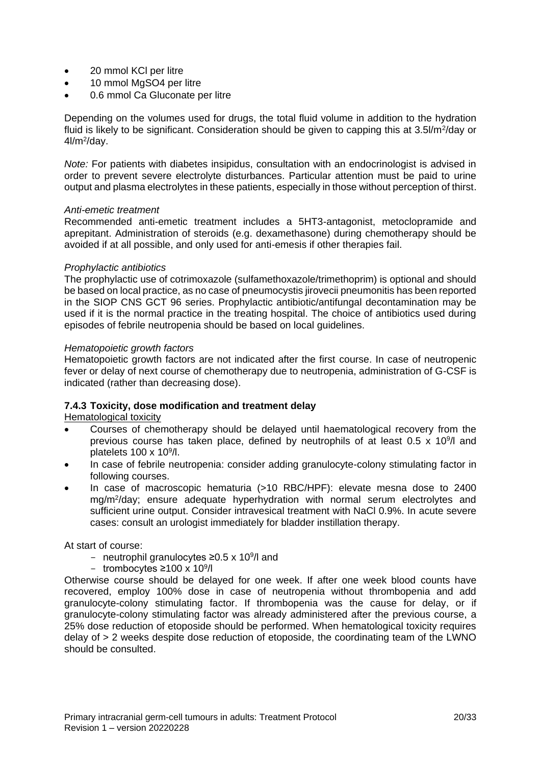- 20 mmol KCl per litre
- 10 mmol $MgSO_4$ per litre
- 0.6 mmol Ca Gluconate per litre

Depending on the volumes used for drugs, the total fluid volume in addition to the hydration fluid is likely to be significant. Consideration should be given to capping this at 3.5l/$m^2$/day or 4l/$m^2$/day.

*Note:* For patients with diabetes insipidus, consultation with an endocrinologist is advised in order to prevent severe electrolyte disturbances. Particular attention must be paid to urine output and plasma electrolytes in these patients, especially in those without perception of thirst.

*Anti-emetic treatment*

Recommended anti-emetic treatment includes a 5HT3-antagonist, metoclopramide and aprepitant. Administration of steroids (e.g. dexamethasone) during chemotherapy should be avoided if at all possible, and only used for anti-emesis if other therapies fail.

*Prophylactic antibiotics*

The prophylactic use of cotrimoxazole (sulfamethoxazole/trimethoprim) is optional and should be based on local practice, as no case of pneumocystis jirovecii pneumonitis has been reported in the SIOP CNS GCT 96 series. Prophylactic antibiotic/antifungal decontamination may be used if it is the normal practice in the treating hospital. The choice of antibiotics used during episodes of febrile neutropenia should be based on local guidelines.

*Hematopoietic growth factors*

Hematopoietic growth factors are not indicated after the first course. In case of neutropenic fever or delay of next course of chemotherapy due to neutropenia, administration of G-CSF is indicated (rather than decreasing dose).

### 7.4.3 Toxicity, dose modification and treatment delay

Hematological toxicity

- Courses of chemotherapy should be delayed until haematological recovery from the previous course has taken place, defined by neutrophils of at least 0.5 x $10^9$/l and platelets 100 x $10^9$/l.
- In case of febrile neutropenia: consider adding granulocyte-colony stimulating factor in following courses.
- In case of macroscopic hematuria (>10 RBC/HPF): elevate mesna dose to 2400 mg/$m^2$/day; ensure adequate hyperhydration with normal serum electrolytes and sufficient urine output. Consider intravesical treatment with NaCl 0.9%. In acute severe cases: consult an urologist immediately for bladder instillation therapy.

At start of course:

- neutrophil granulocytes ≥0.5 x $10^9$/l and
- trombocytes ≥100 x $10^9$/l

Otherwise course should be delayed for one week. If after one week blood counts have recovered, employ 100% dose in case of neutropenia without thrombopenia and add granulocyte-colony stimulating factor. If thrombopenia was the cause for delay, or if granulocyte-colony stimulating factor was already administered after the previous course, a 25% dose reduction of etoposide should be performed. When hematological toxicity requires delay of > 2 weeks despite dose reduction of etoposide, the coordinating team of the LWNO should be consulted.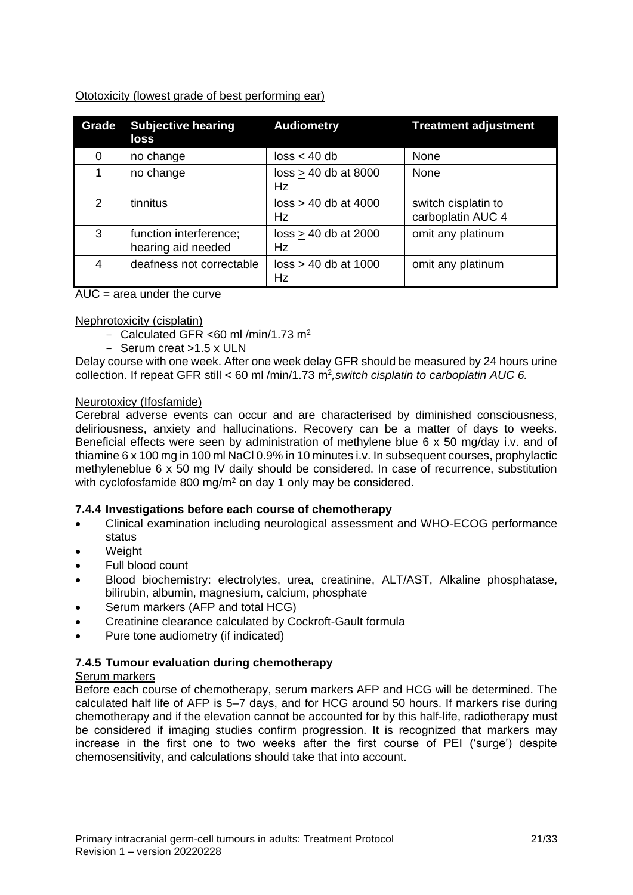Ototoxicity (lowest grade of best performing ear)

| Grade | Subjective hearing loss | Audiometry | Treatment adjustment |
|---|---|---|---|
| 0 | no change | loss < 40 db | None |
| 1 | no change | loss $\geq$ 40 db at 8000 Hz | None |
| 2 | tinnitus | loss $\geq$ 40 db at 4000 Hz | switch cisplatin to carboplatin AUC 4 |
| 3 | function interference; hearing aid needed | loss $\geq$ 40 db at 2000 Hz | omit any platinum |
| 4 | deafness not correctable | loss $\geq$ 40 db at 1000 Hz | omit any platinum |

AUC = area under the curve

Nephrotoxicity (cisplatin)

- Calculated GFR <60 ml /min/1.73 $m^2$
- Serum creat >1.5 x ULN

Delay course with one week. After one week delay GFR should be measured by 24 hours urine collection. If repeat GFR still < 60 ml /min/1.73 $m^2$,*switch cisplatin to carboplatin AUC 6.*

Neurotoxicy (Ifosfamide)

Cerebral adverse events can occur and are characterised by diminished consciousness, deliriousness, anxiety and hallucinations. Recovery can be a matter of days to weeks. Beneficial effects were seen by administration of methylene blue 6 x 50 mg/day i.v. and of thiamine 6 x 100 mg in 100 ml NaCl 0.9% in 10 minutes i.v. In subsequent courses, prophylactic methyleneblue 6 x 50 mg IV daily should be considered. In case of recurrence, substitution with cyclofosfamide 800 mg/$m^2$ on day 1 only may be considered.

### 7.4.4 Investigations before each course of chemotherapy

- Clinical examination including neurological assessment and WHO-ECOG performance status
- Weight
- Full blood count
- Blood biochemistry: electrolytes, urea, creatinine, ALT/AST, Alkaline phosphatase, bilirubin, albumin, magnesium, calcium, phosphate
- Serum markers (AFP and total HCG)
- Creatinine clearance calculated by Cockroft-Gault formula
- Pure tone audiometry (if indicated)

### 7.4.5 Tumour evaluation during chemotherapy

Serum markers

Before each course of chemotherapy, serum markers AFP and HCG will be determined. The calculated half life of AFP is 5–7 days, and for HCG around 50 hours. If markers rise during chemotherapy and if the elevation cannot be accounted for by this half-life, radiotherapy must be considered if imaging studies confirm progression. It is recognized that markers may increase in the first one to two weeks after the first course of PEI ('surge') despite chemosensitivity, and calculations should take that into account.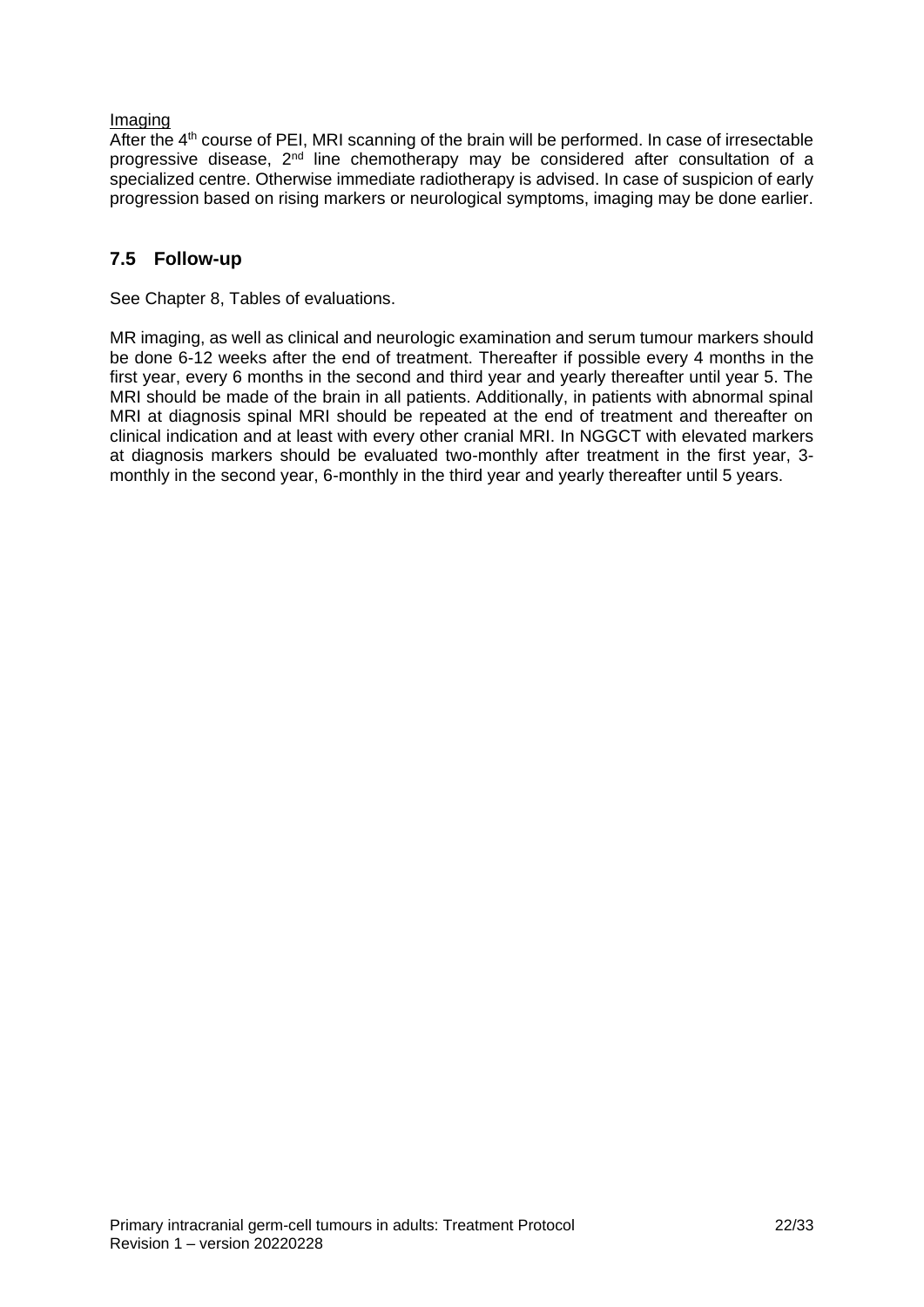Imaging

After the 4th course of PEI, MRI scanning of the brain will be performed. In case of irresectable progressive disease, 2nd line chemotherapy may be considered after consultation of a specialized centre. Otherwise immediate radiotherapy is advised. In case of suspicion of early progression based on rising markers or neurological symptoms, imaging may be done earlier.

## 7.5 Follow-up

See Chapter 8, Tables of evaluations.

MR imaging, as well as clinical and neurologic examination and serum tumour markers should be done 6-12 weeks after the end of treatment. Thereafter if possible every 4 months in the first year, every 6 months in the second and third year and yearly thereafter until year 5. The MRI should be made of the brain in all patients. Additionally, in patients with abnormal spinal MRI at diagnosis spinal MRI should be repeated at the end of treatment and thereafter on clinical indication and at least with every other cranial MRI. In NGGCT with elevated markers at diagnosis markers should be evaluated two-monthly after treatment in the first year, 3-monthly in the second year, 6-monthly in the third year and yearly thereafter until 5 years.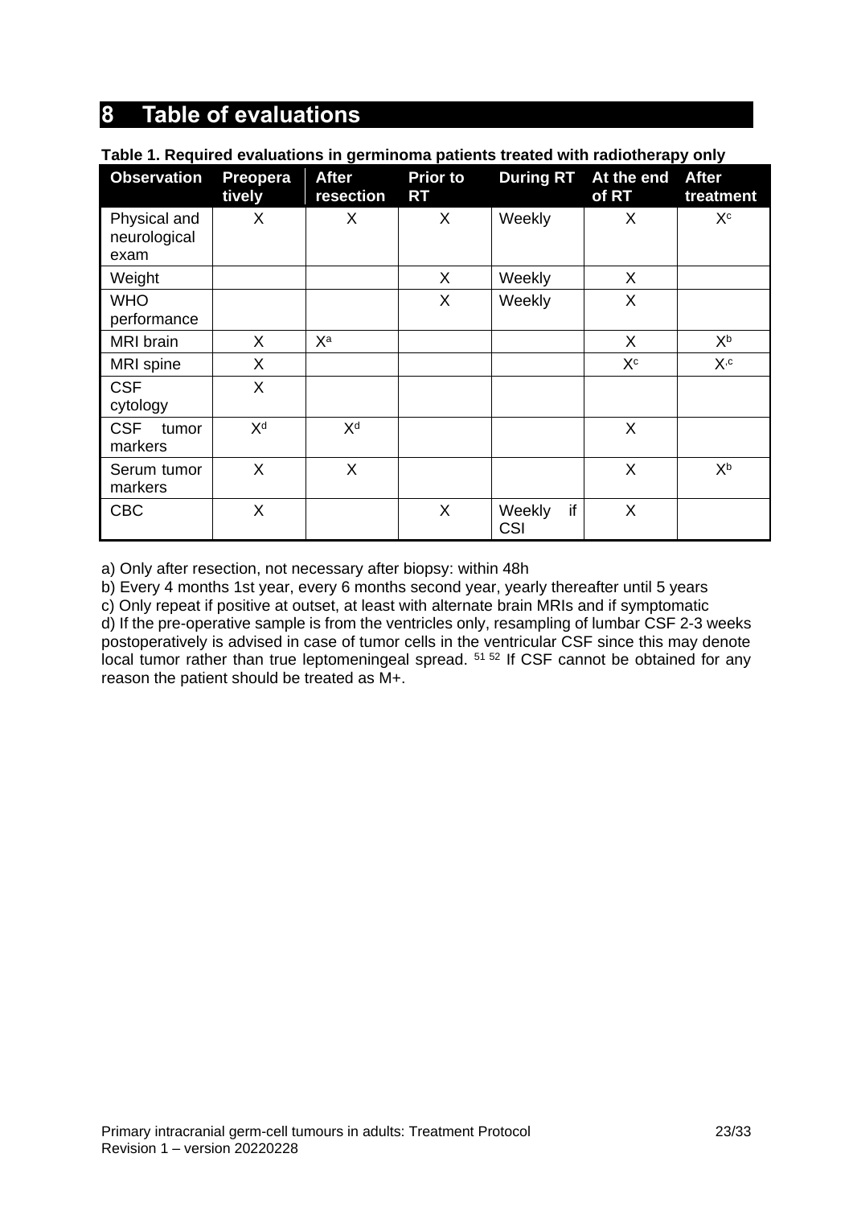# 8 Table of evaluations

**Table 1. Required evaluations in germinoma patients treated with radiotherapy only**

| Observation | Preoperatively | After resection | Prior to RT | During RT | At the end of RT | After treatment |
|---|---|---|---|---|---|---|
| Physical and neurological exam | X | X | X | Weekly | X | X[c] |
| Weight | | | X | Weekly | X | |
| WHO performance | | | X | Weekly | X | |
| MRI brain | X | X[a] | | | X | X[b] |
| MRI spine | X | | | | X[c] | X[,c] |
| CSF cytology | X | | | | | |
| CSF tumor markers | X[d] | X[d] | | | X | |
| Serum tumor markers | X | X | | | X | X[b] |
| CBC | X | | X | Weekly if CSI | X | |

a) Only after resection, not necessary after biopsy: within 48h

b) Every 4 months 1st year, every 6 months second year, yearly thereafter until 5 years

c) Only repeat if positive at outset, at least with alternate brain MRIs and if symptomatic

d) If the pre-operative sample is from the ventricles only, resampling of lumbar CSF 2-3 weeks postoperatively is advised in case of tumor cells in the ventricular CSF since this may denote local tumor rather than true leptomeningeal spread. [51 52] If CSF cannot be obtained for any reason the patient should be treated as M+.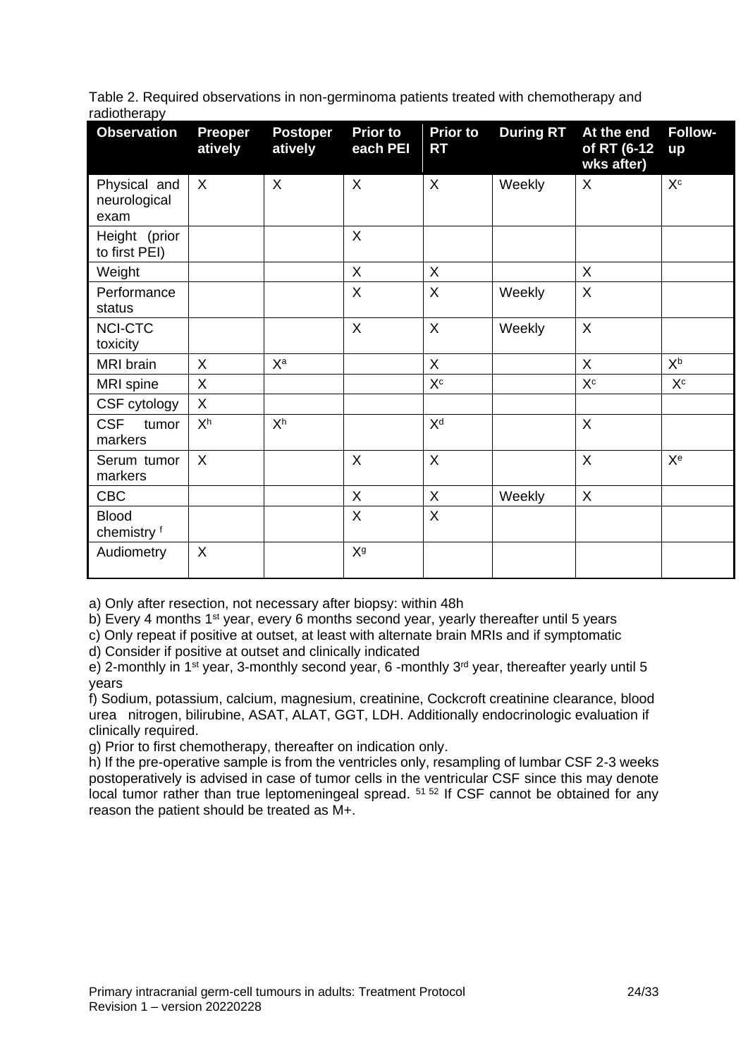Table 2. Required observations in non-germinoma patients treated with chemotherapy and radiotherapy

| Observation | Preoperatively | Postoperatively | Prior to each PEI | Prior to RT | During RT | At the end of RT (6-12 wks after) | Follow-up |
|---|---|---|---|---|---|---|---|
| Physical and neurological exam | X | X | X | X | Weekly | X | X[c] |
| Height (prior to first PEI) | | | X | | | | |
| Weight | | | X | X | | X | |
| Performance status | | | X | X | Weekly | X | |
| NCI-CTC toxicity | | | X | X | Weekly | X | |
| MRI brain | X | X[a] | | X | | X | X[b] |
| MRI spine | X | | | X[c] | | X[c] | X[c] |
| CSF cytology | X | | | | | | |
| CSF tumor markers | X[h] | X[h] | | X[d] | | X | |
| Serum tumor markers | X | | X | X | | X | X[e] |
| CBC | | | X | X | Weekly | X | |
| Blood chemistry [f] | | | X | X | | | |
| Audiometry | X | | X[g] | | | | |

a) Only after resection, not necessary after biopsy: within 48h

b) Every 4 months 1st year, every 6 months second year, yearly thereafter until 5 years

c) Only repeat if positive at outset, at least with alternate brain MRIs and if symptomatic

d) Consider if positive at outset and clinically indicated

e) 2-monthly in 1st year, 3-monthly second year, 6 -monthly 3rd year, thereafter yearly until 5 years

f) Sodium, potassium, calcium, magnesium, creatinine, Cockcroft creatinine clearance, blood urea nitrogen, bilirubine, ASAT, ALAT, GGT, LDH. Additionally endocrinologic evaluation if clinically required.

g) Prior to first chemotherapy, thereafter on indication only.

h) If the pre-operative sample is from the ventricles only, resampling of lumbar CSF 2-3 weeks postoperatively is advised in case of tumor cells in the ventricular CSF since this may denote local tumor rather than true leptomeningeal spread. [51,52] If CSF cannot be obtained for any reason the patient should be treated as M+.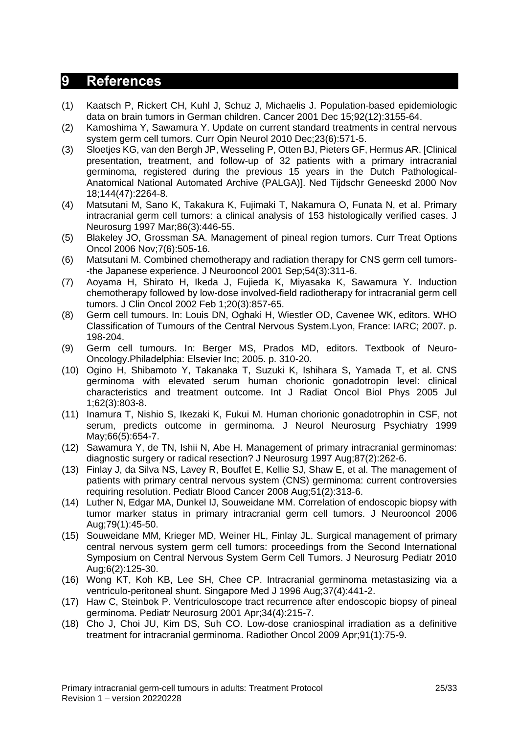# 9 References

(1) Kaatsch P, Rickert CH, Kuhl J, Schuz J, Michaelis J. Population-based epidemiologic data on brain tumors in German children. Cancer 2001 Dec 15;92(12):3155-64.

(2) Kamoshima Y, Sawamura Y. Update on current standard treatments in central nervous system germ cell tumors. Curr Opin Neurol 2010 Dec;23(6):571-5.

(3) Sloetjes KG, van den Bergh JP, Wesseling P, Otten BJ, Pieters GF, Hermus AR. [Clinical presentation, treatment, and follow-up of 32 patients with a primary intracranial germinoma, registered during the previous 15 years in the Dutch Pathological-Anatomical National Automated Archive (PALGA)]. Ned Tijdschr Geneeskd 2000 Nov 18;144(47):2264-8.

(4) Matsutani M, Sano K, Takakura K, Fujimaki T, Nakamura O, Funata N, et al. Primary intracranial germ cell tumors: a clinical analysis of 153 histologically verified cases. J Neurosurg 1997 Mar;86(3):446-55.

(5) Blakeley JO, Grossman SA. Management of pineal region tumors. Curr Treat Options Oncol 2006 Nov;7(6):505-16.

(6) Matsutani M. Combined chemotherapy and radiation therapy for CNS germ cell tumors--the Japanese experience. J Neurooncol 2001 Sep;54(3):311-6.

(7) Aoyama H, Shirato H, Ikeda J, Fujieda K, Miyasaka K, Sawamura Y. Induction chemotherapy followed by low-dose involved-field radiotherapy for intracranial germ cell tumors. J Clin Oncol 2002 Feb 1;20(3):857-65.

(8) Germ cell tumours. In: Louis DN, Oghaki H, Wiestler OD, Cavenee WK, editors. WHO Classification of Tumours of the Central Nervous System.Lyon, France: IARC; 2007. p. 198-204.

(9) Germ cell tumours. In: Berger MS, Prados MD, editors. Textbook of Neuro-Oncology.Philadelphia: Elsevier Inc; 2005. p. 310-20.

(10) Ogino H, Shibamoto Y, Takanaka T, Suzuki K, Ishihara S, Yamada T, et al. CNS germinoma with elevated serum human chorionic gonadotropin level: clinical characteristics and treatment outcome. Int J Radiat Oncol Biol Phys 2005 Jul 1;62(3):803-8.

(11) Inamura T, Nishio S, Ikezaki K, Fukui M. Human chorionic gonadotrophin in CSF, not serum, predicts outcome in germinoma. J Neurol Neurosurg Psychiatry 1999 May;66(5):654-7.

(12) Sawamura Y, de TN, Ishii N, Abe H. Management of primary intracranial germinomas: diagnostic surgery or radical resection? J Neurosurg 1997 Aug;87(2):262-6.

(13) Finlay J, da Silva NS, Lavey R, Bouffet E, Kellie SJ, Shaw E, et al. The management of patients with primary central nervous system (CNS) germinoma: current controversies requiring resolution. Pediatr Blood Cancer 2008 Aug;51(2):313-6.

(14) Luther N, Edgar MA, Dunkel IJ, Souweidane MM. Correlation of endoscopic biopsy with tumor marker status in primary intracranial germ cell tumors. J Neurooncol 2006 Aug;79(1):45-50.

(15) Souweidane MM, Krieger MD, Weiner HL, Finlay JL. Surgical management of primary central nervous system germ cell tumors: proceedings from the Second International Symposium on Central Nervous System Germ Cell Tumors. J Neurosurg Pediatr 2010 Aug;6(2):125-30.

(16) Wong KT, Koh KB, Lee SH, Chee CP. Intracranial germinoma metastasizing via a ventriculo-peritoneal shunt. Singapore Med J 1996 Aug;37(4):441-2.

(17) Haw C, Steinbok P. Ventriculoscope tract recurrence after endoscopic biopsy of pineal germinoma. Pediatr Neurosurg 2001 Apr;34(4):215-7.

(18) Cho J, Choi JU, Kim DS, Suh CO. Low-dose craniospinal irradiation as a definitive treatment for intracranial germinoma. Radiother Oncol 2009 Apr;91(1):75-9.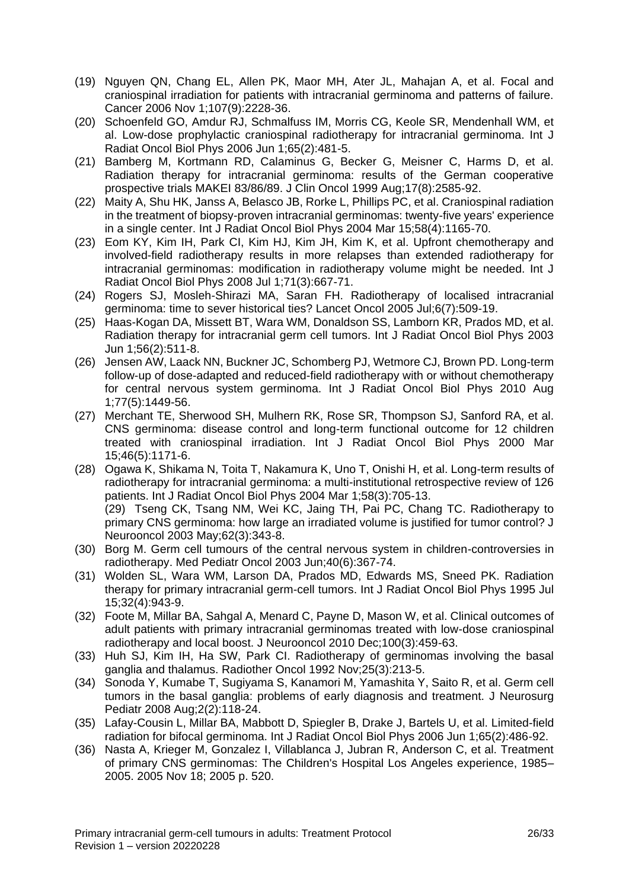(19) Nguyen QN, Chang EL, Allen PK, Maor MH, Ater JL, Mahajan A, et al. Focal and craniospinal irradiation for patients with intracranial germinoma and patterns of failure. Cancer 2006 Nov 1;107(9):2228-36.

(20) Schoenfeld GO, Amdur RJ, Schmalfuss IM, Morris CG, Keole SR, Mendenhall WM, et al. Low-dose prophylactic craniospinal radiotherapy for intracranial germinoma. Int J Radiat Oncol Biol Phys 2006 Jun 1;65(2):481-5.

(21) Bamberg M, Kortmann RD, Calaminus G, Becker G, Meisner C, Harms D, et al. Radiation therapy for intracranial germinoma: results of the German cooperative prospective trials MAKEI 83/86/89. J Clin Oncol 1999 Aug;17(8):2585-92.

(22) Maity A, Shu HK, Janss A, Belasco JB, Rorke L, Phillips PC, et al. Craniospinal radiation in the treatment of biopsy-proven intracranial germinomas: twenty-five years' experience in a single center. Int J Radiat Oncol Biol Phys 2004 Mar 15;58(4):1165-70.

(23) Eom KY, Kim IH, Park CI, Kim HJ, Kim JH, Kim K, et al. Upfront chemotherapy and involved-field radiotherapy results in more relapses than extended radiotherapy for intracranial germinomas: modification in radiotherapy volume might be needed. Int J Radiat Oncol Biol Phys 2008 Jul 1;71(3):667-71.

(24) Rogers SJ, Mosleh-Shirazi MA, Saran FH. Radiotherapy of localised intracranial germinoma: time to sever historical ties? Lancet Oncol 2005 Jul;6(7):509-19.

(25) Haas-Kogan DA, Missett BT, Wara WM, Donaldson SS, Lamborn KR, Prados MD, et al. Radiation therapy for intracranial germ cell tumors. Int J Radiat Oncol Biol Phys 2003 Jun 1;56(2):511-8.

(26) Jensen AW, Laack NN, Buckner JC, Schomberg PJ, Wetmore CJ, Brown PD. Long-term follow-up of dose-adapted and reduced-field radiotherapy with or without chemotherapy for central nervous system germinoma. Int J Radiat Oncol Biol Phys 2010 Aug 1;77(5):1449-56.

(27) Merchant TE, Sherwood SH, Mulhern RK, Rose SR, Thompson SJ, Sanford RA, et al. CNS germinoma: disease control and long-term functional outcome for 12 children treated with craniospinal irradiation. Int J Radiat Oncol Biol Phys 2000 Mar 15;46(5):1171-6.

(28) Ogawa K, Shikama N, Toita T, Nakamura K, Uno T, Onishi H, et al. Long-term results of radiotherapy for intracranial germinoma: a multi-institutional retrospective review of 126 patients. Int J Radiat Oncol Biol Phys 2004 Mar 1;58(3):705-13.
(29) Tseng CK, Tsang NM, Wei KC, Jaing TH, Pai PC, Chang TC. Radiotherapy to primary CNS germinoma: how large an irradiated volume is justified for tumor control? J Neurooncol 2003 May;62(3):343-8.

(30) Borg M. Germ cell tumours of the central nervous system in children-controversies in radiotherapy. Med Pediatr Oncol 2003 Jun;40(6):367-74.

(31) Wolden SL, Wara WM, Larson DA, Prados MD, Edwards MS, Sneed PK. Radiation therapy for primary intracranial germ-cell tumors. Int J Radiat Oncol Biol Phys 1995 Jul 15;32(4):943-9.

(32) Foote M, Millar BA, Sahgal A, Menard C, Payne D, Mason W, et al. Clinical outcomes of adult patients with primary intracranial germinomas treated with low-dose craniospinal radiotherapy and local boost. J Neurooncol 2010 Dec;100(3):459-63.

(33) Huh SJ, Kim IH, Ha SW, Park CI. Radiotherapy of germinomas involving the basal ganglia and thalamus. Radiother Oncol 1992 Nov;25(3):213-5.

(34) Sonoda Y, Kumabe T, Sugiyama S, Kanamori M, Yamashita Y, Saito R, et al. Germ cell tumors in the basal ganglia: problems of early diagnosis and treatment. J Neurosurg Pediatr 2008 Aug;2(2):118-24.

(35) Lafay-Cousin L, Millar BA, Mabbott D, Spiegler B, Drake J, Bartels U, et al. Limited-field radiation for bifocal germinoma. Int J Radiat Oncol Biol Phys 2006 Jun 1;65(2):486-92.

(36) Nasta A, Krieger M, Gonzalez I, Villablanca J, Jubran R, Anderson C, et al. Treatment of primary CNS germinomas: The Children's Hospital Los Angeles experience, 1985–2005. 2005 Nov 18; 2005 p. 520.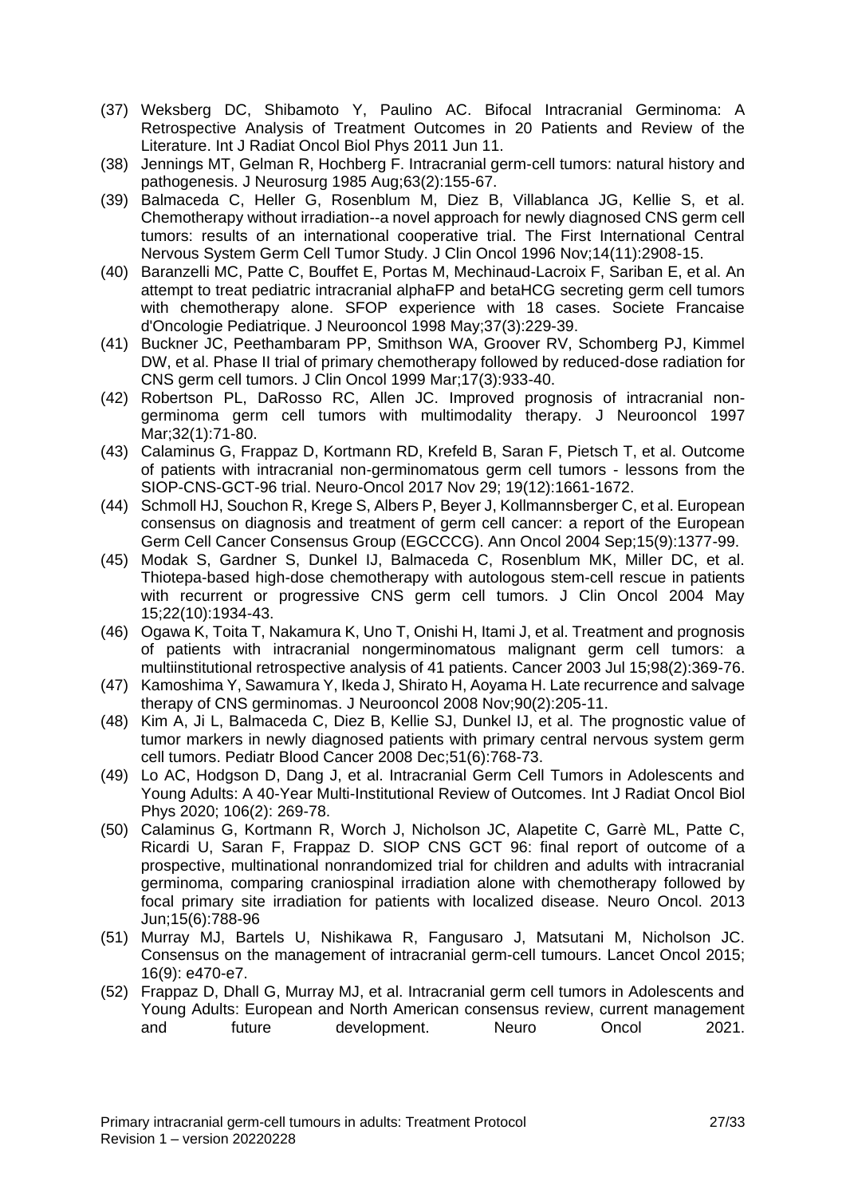(37) Weksberg DC, Shibamoto Y, Paulino AC. Bifocal Intracranial Germinoma: A Retrospective Analysis of Treatment Outcomes in 20 Patients and Review of the Literature. Int J Radiat Oncol Biol Phys 2011 Jun 11.

(38) Jennings MT, Gelman R, Hochberg F. Intracranial germ-cell tumors: natural history and pathogenesis. J Neurosurg 1985 Aug;63(2):155-67.

(39) Balmaceda C, Heller G, Rosenblum M, Diez B, Villablanca JG, Kellie S, et al. Chemotherapy without irradiation--a novel approach for newly diagnosed CNS germ cell tumors: results of an international cooperative trial. The First International Central Nervous System Germ Cell Tumor Study. J Clin Oncol 1996 Nov;14(11):2908-15.

(40) Baranzelli MC, Patte C, Bouffet E, Portas M, Mechinaud-Lacroix F, Sariban E, et al. An attempt to treat pediatric intracranial alphaFP and betaHCG secreting germ cell tumors with chemotherapy alone. SFOP experience with 18 cases. Societe Francaise d'Oncologie Pediatrique. J Neurooncol 1998 May;37(3):229-39.

(41) Buckner JC, Peethambaram PP, Smithson WA, Groover RV, Schomberg PJ, Kimmel DW, et al. Phase II trial of primary chemotherapy followed by reduced-dose radiation for CNS germ cell tumors. J Clin Oncol 1999 Mar;17(3):933-40.

(42) Robertson PL, DaRosso RC, Allen JC. Improved prognosis of intracranial non-germinoma germ cell tumors with multimodality therapy. J Neurooncol 1997 Mar;32(1):71-80.

(43) Calaminus G, Frappaz D, Kortmann RD, Krefeld B, Saran F, Pietsch T, et al. Outcome of patients with intracranial non-germinomatous germ cell tumors - lessons from the SIOP-CNS-GCT-96 trial. Neuro-Oncol 2017 Nov 29; 19(12):1661-1672.

(44) Schmoll HJ, Souchon R, Krege S, Albers P, Beyer J, Kollmannsberger C, et al. European consensus on diagnosis and treatment of germ cell cancer: a report of the European Germ Cell Cancer Consensus Group (EGCCCG). Ann Oncol 2004 Sep;15(9):1377-99.

(45) Modak S, Gardner S, Dunkel IJ, Balmaceda C, Rosenblum MK, Miller DC, et al. Thiotepa-based high-dose chemotherapy with autologous stem-cell rescue in patients with recurrent or progressive CNS germ cell tumors. J Clin Oncol 2004 May 15;22(10):1934-43.

(46) Ogawa K, Toita T, Nakamura K, Uno T, Onishi H, Itami J, et al. Treatment and prognosis of patients with intracranial nongerminomatous malignant germ cell tumors: a multiinstitutional retrospective analysis of 41 patients. Cancer 2003 Jul 15;98(2):369-76.

(47) Kamoshima Y, Sawamura Y, Ikeda J, Shirato H, Aoyama H. Late recurrence and salvage therapy of CNS germinomas. J Neurooncol 2008 Nov;90(2):205-11.

(48) Kim A, Ji L, Balmaceda C, Diez B, Kellie SJ, Dunkel IJ, et al. The prognostic value of tumor markers in newly diagnosed patients with primary central nervous system germ cell tumors. Pediatr Blood Cancer 2008 Dec;51(6):768-73.

(49) Lo AC, Hodgson D, Dang J, et al. Intracranial Germ Cell Tumors in Adolescents and Young Adults: A 40-Year Multi-Institutional Review of Outcomes. Int J Radiat Oncol Biol Phys 2020; 106(2): 269-78.

(50) Calaminus G, Kortmann R, Worch J, Nicholson JC, Alapetite C, Garrè ML, Patte C, Ricardi U, Saran F, Frappaz D. SIOP CNS GCT 96: final report of outcome of a prospective, multinational nonrandomized trial for children and adults with intracranial germinoma, comparing craniospinal irradiation alone with chemotherapy followed by focal primary site irradiation for patients with localized disease. Neuro Oncol. 2013 Jun;15(6):788-96

(51) Murray MJ, Bartels U, Nishikawa R, Fangusaro J, Matsutani M, Nicholson JC. Consensus on the management of intracranial germ-cell tumours. Lancet Oncol 2015; 16(9): e470-e7.

(52) Frappaz D, Dhall G, Murray MJ, et al. Intracranial germ cell tumors in Adolescents and Young Adults: European and North American consensus review, current management and future development. Neuro Oncol 2021.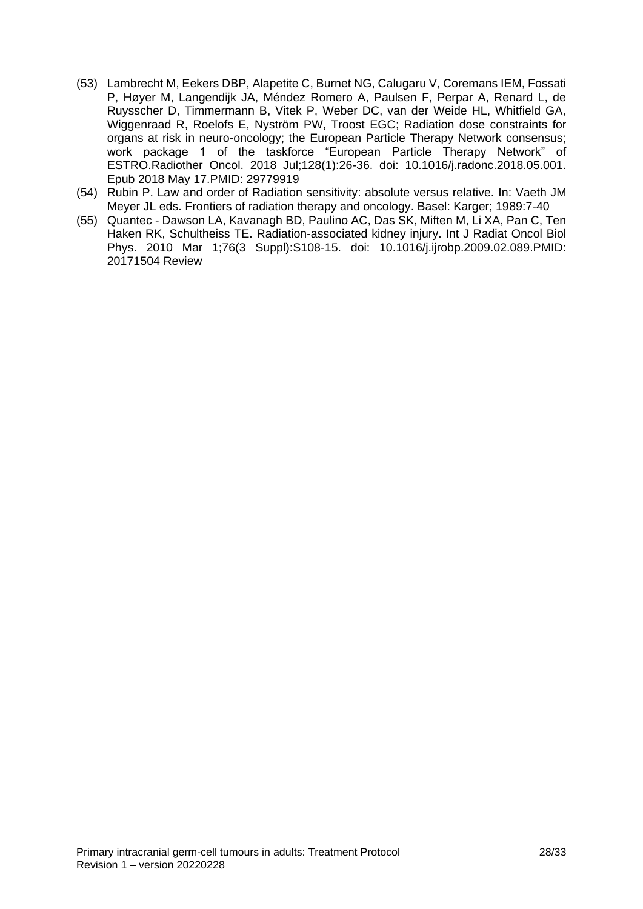(53) Lambrecht M, Eekers DBP, Alapetite C, Burnet NG, Calugaru V, Coremans IEM, Fossati P, Høyer M, Langendijk JA, Méndez Romero A, Paulsen F, Perpar A, Renard L, de Ruysscher D, Timmermann B, Vitek P, Weber DC, van der Weide HL, Whitfield GA, Wiggenraad R, Roelofs E, Nyström PW, Troost EGC; Radiation dose constraints for organs at risk in neuro-oncology; the European Particle Therapy Network consensus; work package 1 of the taskforce "European Particle Therapy Network" of ESTRO.Radiother Oncol. 2018 Jul;128(1):26-36. doi: 10.1016/j.radonc.2018.05.001. Epub 2018 May 17.PMID: 29779919

(54) Rubin P. Law and order of Radiation sensitivity: absolute versus relative. In: Vaeth JM Meyer JL eds. Frontiers of radiation therapy and oncology. Basel: Karger; 1989:7-40

(55) Quantec - Dawson LA, Kavanagh BD, Paulino AC, Das SK, Miften M, Li XA, Pan C, Ten Haken RK, Schultheiss TE. Radiation-associated kidney injury. Int J Radiat Oncol Biol Phys. 2010 Mar 1;76(3 Suppl):S108-15. doi: 10.1016/j.ijrobp.2009.02.089.PMID: 20171504 Review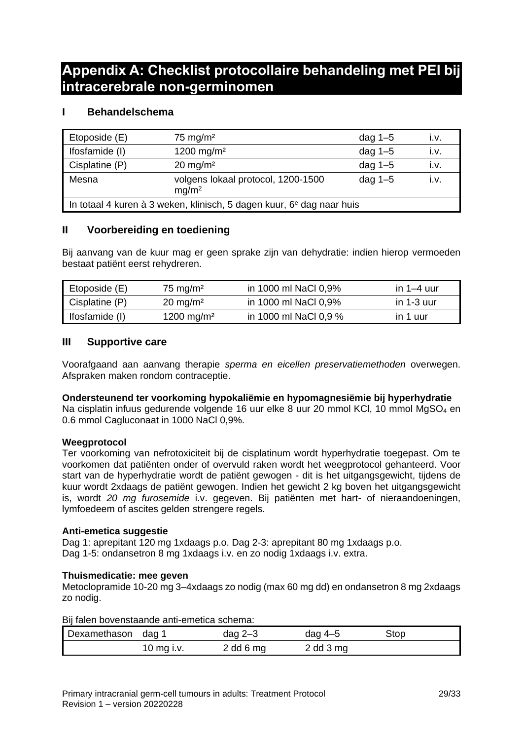# Appendix A: Checklist protocollaire behandeling met PEI bij intracerebrale non-germinomen

## I Behandelschema

| Etoposide (E) | 75 mg/m² | dag 1–5 | i.v. |
|---|---|---|---|
| Ifosfamide (I) | 1200 mg/m² | dag 1–5 | i.v. |
| Cisplatine (P) | 20 mg/m² | dag 1–5 | i.v. |
| Mesna | volgens lokaal protocol, 1200-1500 mg/m² | dag 1–5 | i.v. |
| In totaal 4 kuren à 3 weken, klinisch, 5 dagen kuur, 6e dag naar huis | | | |

## II Voorbereiding en toediening

Bij aanvang van de kuur mag er geen sprake zijn van dehydratie: indien hierop vermoeden bestaat patiënt eerst rehydreren.

| Etoposide (E) | 75 mg/m² | in 1000 ml NaCl 0,9% | in 1–4 uur |
|---|---|---|---|
| Cisplatine (P) | 20 mg/m² | in 1000 ml NaCl 0,9% | in 1-3 uur |
| Ifosfamide (I) | 1200 mg/m² | in 1000 ml NaCl 0,9 % | in 1 uur |

## III Supportive care

Voorafgaand aan aanvang therapie *sperma en eicellen preservatiemethoden* overwegen. Afspraken maken rondom contraceptie.

**Ondersteunend ter voorkoming hypokaliëmie en hypomagnesiëmie bij hyperhydratie**
Na cisplatin infuus gedurende volgende 16 uur elke 8 uur 20 mmol KCl, 10 mmol $MgSO_4$ en 0.6 mmol Cagluconaat in 1000 NaCl 0,9%.

**Weegprotocol**
Ter voorkoming van nefrotoxiciteit bij de cisplatinum wordt hyperhydratie toegepast. Om te voorkomen dat patiënten onder of overvuld raken wordt het weegprotocol gehanteerd. Voor start van de hyperhydratie wordt de patiënt gewogen - dit is het uitgangsgewicht, tijdens de kuur wordt 2xdaags de patiënt gewogen. Indien het gewicht 2 kg boven het uitgangsgewicht is, wordt *20 mg furosemide* i.v. gegeven. Bij patiënten met hart- of nieraandoeningen, lymfoedeem of ascites gelden strengere regels.

**Anti-emetica suggestie**
Dag 1: aprepitant 120 mg 1xdaags p.o. Dag 2-3: aprepitant 80 mg 1xdaags p.o.
Dag 1-5: ondansetron 8 mg 1xdaags i.v. en zo nodig 1xdaags i.v. extra.

**Thuismedicatie: mee geven**
Metoclopramide 10-20 mg 3–4xdaags zo nodig (max 60 mg dd) en ondansetron 8 mg 2xdaags zo nodig.

Bij falen bovenstaande anti-emetica schema:

| Dexamethason | dag 1 | dag 2–3 | dag 4–5 | Stop |
|---|---|---|---|---|
| | 10 mg i.v. | 2 dd 6 mg | 2 dd 3 mg | |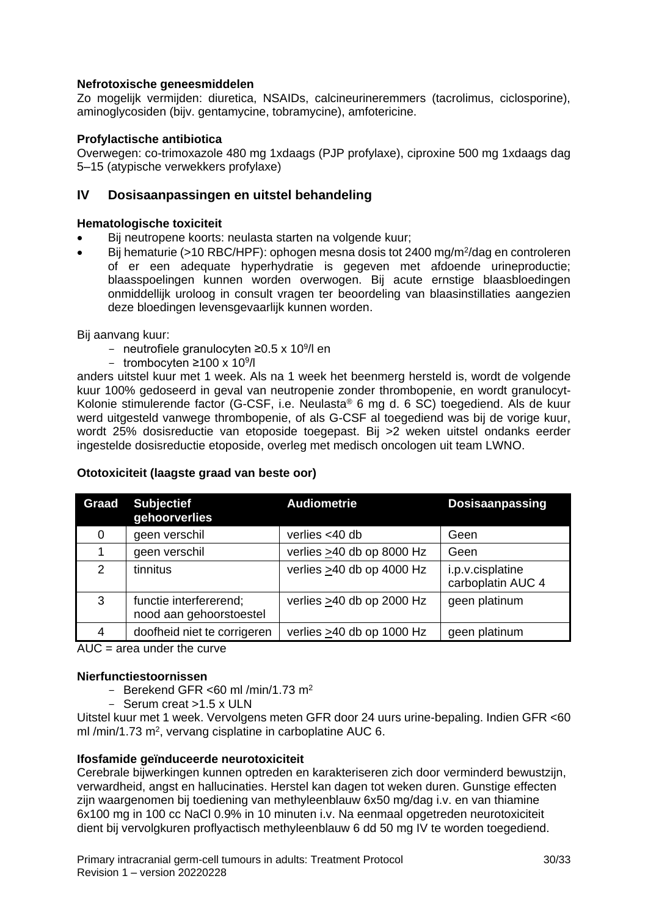**Nefrotoxische geneesmiddelen**
Zo mogelijk vermijden: diuretica, NSAIDs, calcineurineremmers (tacrolimus, ciclosporine), aminoglycosiden (bijv. gentamycine, tobramycine), amfotericine.

**Profylactische antibiotica**
Overwegen: co-trimoxazole 480 mg 1xdaags (PJP profylaxe), ciproxine 500 mg 1xdaags dag 5–15 (atypische verwekkers profylaxe)

## IV Dosisaanpassingen en uitstel behandeling

**Hematologische toxiciteit**

- Bij neutropene koorts: neulasta starten na volgende kuur;
- Bij hematurie (>10 RBC/HPF): ophogen mesna dosis tot 2400 mg/m$^2$/dag en controleren of er een adequate hyperhydratie is gegeven met afdoende urineproductie; blaasspoelingen kunnen worden overwogen. Bij acute ernstige blaasbloedingen onmiddellijk uroloog in consult vragen ter beoordeling van blaasinstillaties aangezien deze bloedingen levensgevaarlijk kunnen worden.

Bij aanvang kuur:

- neutrofiele granulocyten ≥0.5 x 10$^9$/l en
- trombocyten ≥100 x 10$^9$/l

anders uitstel kuur met 1 week. Als na 1 week het beenmerg hersteld is, wordt de volgende kuur 100% gedoseerd in geval van neutropenie zonder thrombopenie, en wordt granulocyt-Kolonie stimulerende factor (G-CSF, i.e. Neulasta® 6 mg d. 6 SC) toegediend. Als de kuur werd uitgesteld vanwege thrombopenie, of als G-CSF al toegediend was bij de vorige kuur, wordt 25% dosisreductie van etoposide toegepast. Bij >2 weken uitstel ondanks eerder ingestelde dosisreductie etoposide, overleg met medisch oncologen uit team LWNO.

**Ototoxiciteit (laagste graad van beste oor)**

| Graad | Subjectief gehoorverlies | Audiometrie | Dosisaanpassing |
|---|---|---|---|
| 0 | geen verschil | verlies <40 db | Geen |
| 1 | geen verschil | verlies ≥40 db op 8000 Hz | Geen |
| 2 | tinnitus | verlies ≥40 db op 4000 Hz | i.p.v.cisplatine carboplatin AUC 4 |
| 3 | functie interfererend; nood aan gehoorstoestel | verlies ≥40 db op 2000 Hz | geen platinum |
| 4 | doofheid niet te corrigeren | verlies ≥40 db op 1000 Hz | geen platinum |

AUC = area under the curve

**Nierfunctiestoornissen**

- Berekend GFR <60 ml /min/1.73 m$^2$
- Serum creat >1.5 x ULN

Uitstel kuur met 1 week. Vervolgens meten GFR door 24 uurs urine-bepaling. Indien GFR <60 ml /min/1.73 m$^2$, vervang cisplatine in carboplatine AUC 6.

**Ifosfamide geïnduceerde neurotoxiciteit**
Cerebrale bijwerkingen kunnen optreden en karakteriseren zich door verminderd bewustzijn, verwardheid, angst en hallucinaties. Herstel kan dagen tot weken duren. Gunstige effecten zijn waargenomen bij toediening van methyleenblauw 6x50 mg/dag i.v. en van thiamine 6x100 mg in 100 cc NaCl 0.9% in 10 minuten i.v. Na eenmaal opgetreden neurotoxiciteit dient bij vervolgkuren proflyactisch methyleenblauw 6 dd 50 mg IV te worden toegediend.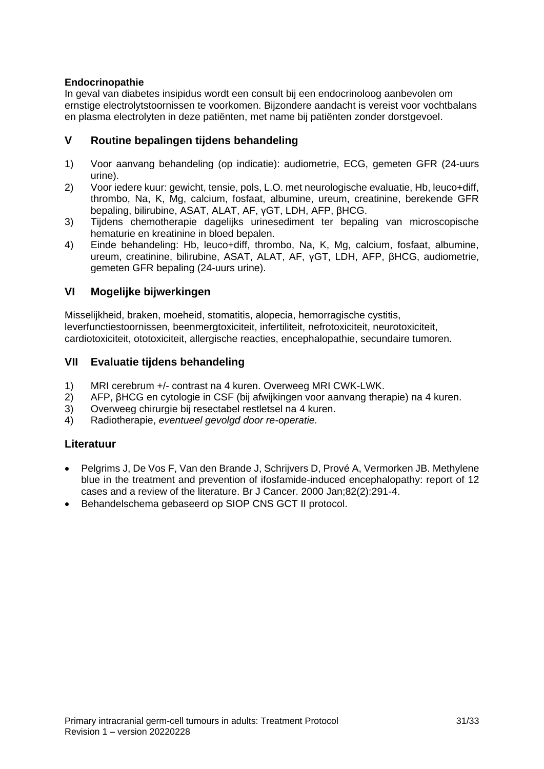**Endocrinopathie**

In geval van diabetes insipidus wordt een consult bij een endocrinoloog aanbevolen om ernstige electrolytstoornissen te voorkomen. Bijzondere aandacht is vereist voor vochtbalans en plasma electrolyten in deze patiënten, met name bij patiënten zonder dorstgevoel.

## V Routine bepalingen tijdens behandeling

1) Voor aanvang behandeling (op indicatie): audiometrie, ECG, gemeten GFR (24-uurs urine).
2) Voor iedere kuur: gewicht, tensie, pols, L.O. met neurologische evaluatie, Hb, leuco+diff, thrombo, Na, K, Mg, calcium, fosfaat, albumine, ureum, creatinine, berekende GFR bepaling, bilirubine, ASAT, ALAT, AF, γGT, LDH, AFP, βHCG.
3) Tijdens chemotherapie dagelijks urinesediment ter bepaling van microscopische hematurie en kreatinine in bloed bepalen.
4) Einde behandeling: Hb, leuco+diff, thrombo, Na, K, Mg, calcium, fosfaat, albumine, ureum, creatinine, bilirubine, ASAT, ALAT, AF, γGT, LDH, AFP, βHCG, audiometrie, gemeten GFR bepaling (24-uurs urine).

## VI Mogelijke bijwerkingen

Misselijkheid, braken, moeheid, stomatitis, alopecia, hemorragische cystitis, leverfunctiestoornissen, beenmergtoxiciteit, infertiliteit, nefrotoxiciteit, neurotoxiciteit, cardiotoxiciteit, ototoxiciteit, allergische reacties, encephalopathie, secundaire tumoren.

## VII Evaluatie tijdens behandeling

1) MRI cerebrum +/- contrast na 4 kuren. Overweeg MRI CWK-LWK.
2) AFP, βHCG en cytologie in CSF (bij afwijkingen voor aanvang therapie) na 4 kuren.
3) Overweeg chirurgie bij resectabel restletsel na 4 kuren.
4) Radiotherapie, *eventueel gevolgd door re-operatie.*

## Literatuur

- Pelgrims J, De Vos F, Van den Brande J, Schrijvers D, Prové A, Vermorken JB. Methylene blue in the treatment and prevention of ifosfamide-induced encephalopathy: report of 12 cases and a review of the literature. Br J Cancer. 2000 Jan;82(2):291-4.
- Behandelschema gebaseerd op SIOP CNS GCT II protocol.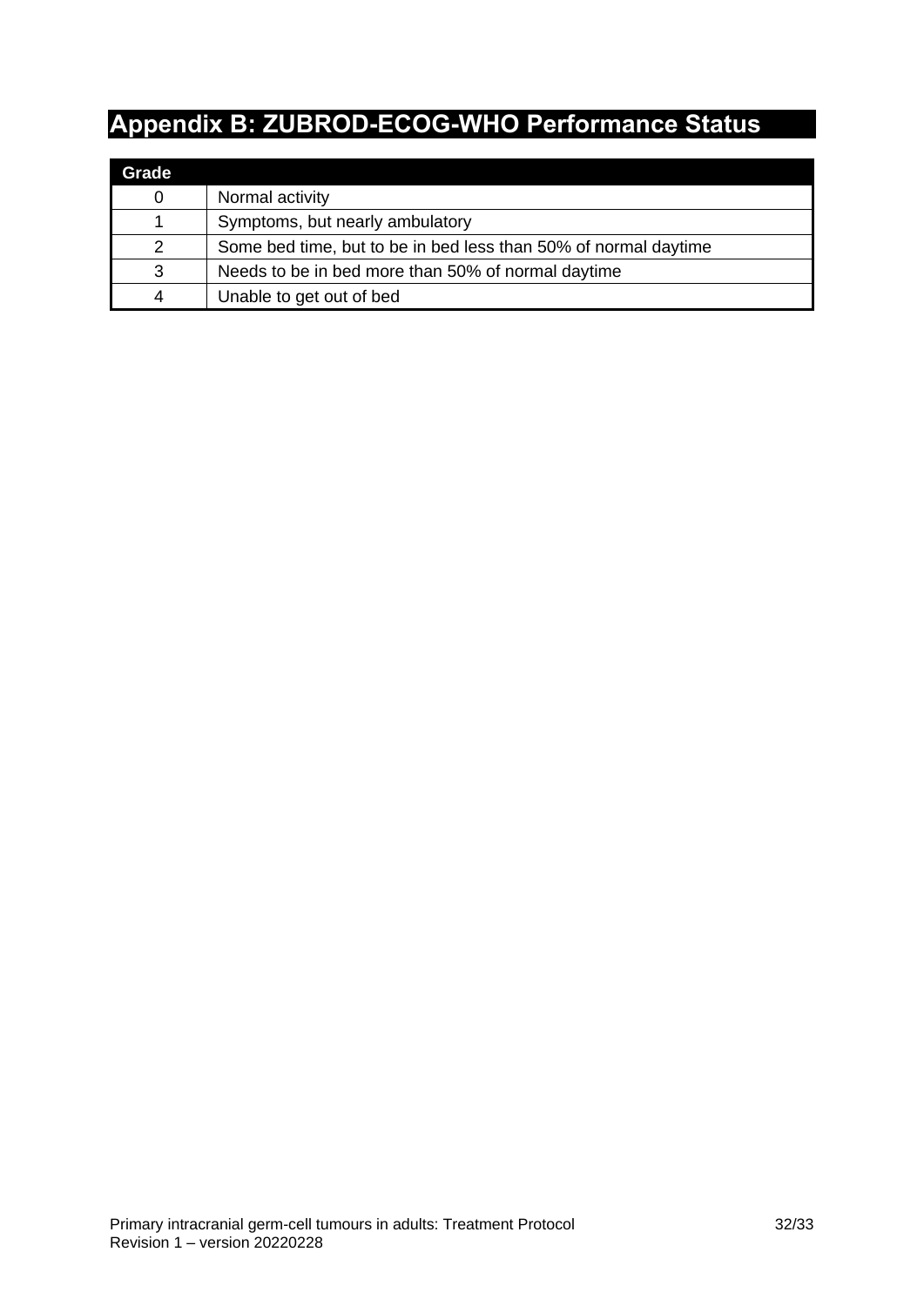# Appendix B: ZUBROD-ECOG-WHO Performance Status

| Grade | |
|---|---|
| 0 | Normal activity |
| 1 | Symptoms, but nearly ambulatory |
| 2 | Some bed time, but to be in bed less than 50% of normal daytime |
| 3 | Needs to be in bed more than 50% of normal daytime |
| 4 | Unable to get out of bed |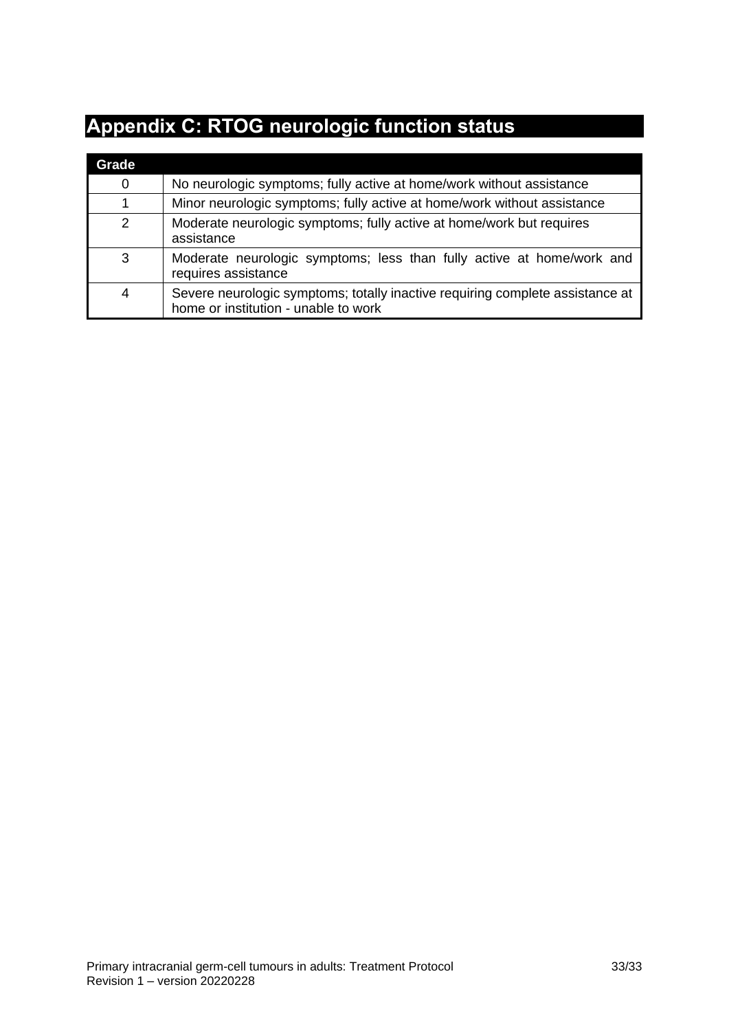# Appendix C: RTOG neurologic function status

| Grade | |
|---|---|
| 0 | No neurologic symptoms; fully active at home/work without assistance |
| 1 | Minor neurologic symptoms; fully active at home/work without assistance |
| 2 | Moderate neurologic symptoms; fully active at home/work but requires assistance |
| 3 | Moderate neurologic symptoms; less than fully active at home/work and requires assistance |
| 4 | Severe neurologic symptoms; totally inactive requiring complete assistance at home or institution - unable to work |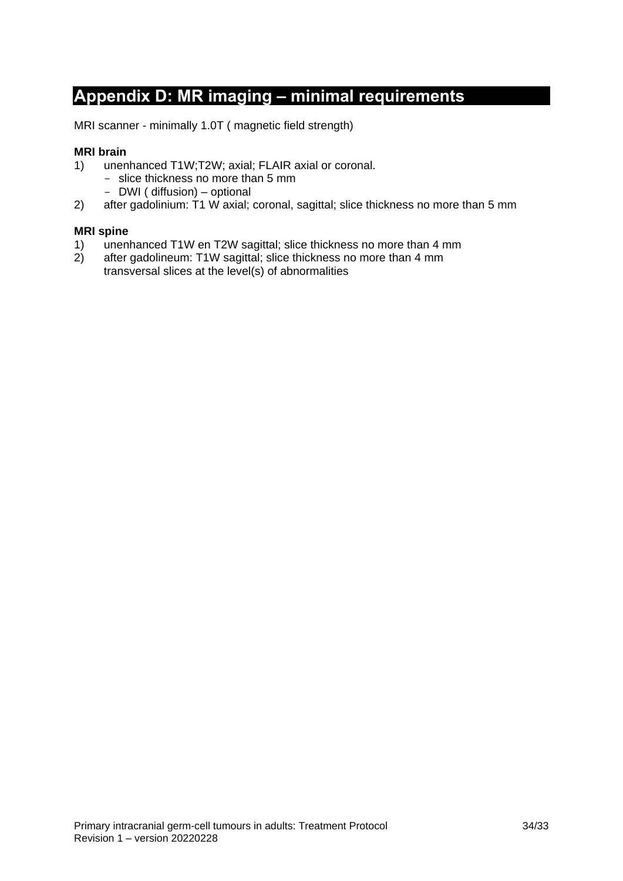# Appendix D: MR imaging – minimal requirements

MRI scanner - minimally 1.0T ( magnetic field strength)

**MRI brain**

1) unenhanced T1W;T2W; axial; FLAIR axial or coronal.
   - slice thickness no more than 5 mm
   - DWI ( diffusion) – optional
2) after gadolinium: T1 W axial; coronal, sagittal; slice thickness no more than 5 mm

**MRI spine**

1) unenhanced T1W en T2W sagittal; slice thickness no more than 4 mm
2) after gadolineum: T1W sagittal; slice thickness no more than 4 mm
   transversal slices at the level(s) of abnormalities